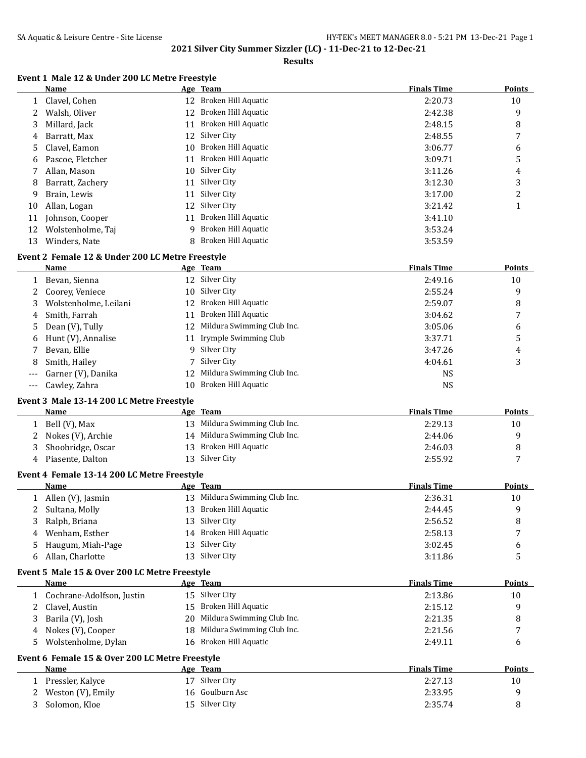## 2021 Silver City Summer Sizzler (LC) - 11-Dec-21 to 12-Dec-21

### Results

#### Event 1 Male 12 & Under 200 LC Metre Freestyle

| | Name | Age | Team | Finals Time | Points |
|---|---|---|---|---|---|
| 1 | Clavel, Cohen | 12 | Broken Hill Aquatic | 2:20.73 | 10 |
| 2 | Walsh, Oliver | 12 | Broken Hill Aquatic | 2:42.38 | 9 |
| 3 | Millard, Jack | 11 | Broken Hill Aquatic | 2:48.15 | 8 |
| 4 | Barratt, Max | 12 | Silver City | 2:48.55 | 7 |
| 5 | Clavel, Eamon | 10 | Broken Hill Aquatic | 3:06.77 | 6 |
| 6 | Pascoe, Fletcher | 11 | Broken Hill Aquatic | 3:09.71 | 5 |
| 7 | Allan, Mason | 10 | Silver City | 3:11.26 | 4 |
| 8 | Barratt, Zachery | 11 | Silver City | 3:12.30 | 3 |
| 9 | Brain, Lewis | 11 | Silver City | 3:17.00 | 2 |
| 10 | Allan, Logan | 12 | Silver City | 3:21.42 | 1 |
| 11 | Johnson, Cooper | 11 | Broken Hill Aquatic | 3:41.10 | |
| 12 | Wolstenholme, Taj | 9 | Broken Hill Aquatic | 3:53.24 | |
| 13 | Winders, Nate | 8 | Broken Hill Aquatic | 3:53.59 | |

#### Event 2 Female 12 & Under 200 LC Metre Freestyle

| | Name | Age | Team | Finals Time | Points |
|---|---|---|---|---|---|
| 1 | Bevan, Sienna | 12 | Silver City | 2:49.16 | 10 |
| 2 | Coorey, Veniece | 10 | Silver City | 2:55.24 | 9 |
| 3 | Wolstenholme, Leilani | 12 | Broken Hill Aquatic | 2:59.07 | 8 |
| 4 | Smith, Farrah | 11 | Broken Hill Aquatic | 3:04.62 | 7 |
| 5 | Dean (V), Tully | 12 | Mildura Swimming Club Inc. | 3:05.06 | 6 |
| 6 | Hunt (V), Annalise | 11 | Irymple Swimming Club | 3:37.71 | 5 |
| 7 | Bevan, Ellie | 9 | Silver City | 3:47.26 | 4 |
| 8 | Smith, Hailey | 7 | Silver City | 4:04.61 | 3 |
| --- | Garner (V), Danika | 12 | Mildura Swimming Club Inc. | NS | |
| --- | Cawley, Zahra | 10 | Broken Hill Aquatic | NS | |

#### Event 3 Male 13-14 200 LC Metre Freestyle

| | Name | Age | Team | Finals Time | Points |
|---|---|---|---|---|---|
| 1 | Bell (V), Max | 13 | Mildura Swimming Club Inc. | 2:29.13 | 10 |
| 2 | Nokes (V), Archie | 14 | Mildura Swimming Club Inc. | 2:44.06 | 9 |
| 3 | Shoobridge, Oscar | 13 | Broken Hill Aquatic | 2:46.03 | 8 |
| 4 | Piasente, Dalton | 13 | Silver City | 2:55.92 | 7 |

#### Event 4 Female 13-14 200 LC Metre Freestyle

| | Name | Age | Team | Finals Time | Points |
|---|---|---|---|---|---|
| 1 | Allen (V), Jasmin | 13 | Mildura Swimming Club Inc. | 2:36.31 | 10 |
| 2 | Sultana, Molly | 13 | Broken Hill Aquatic | 2:44.45 | 9 |
| 3 | Ralph, Briana | 13 | Silver City | 2:56.52 | 8 |
| 4 | Wenham, Esther | 14 | Broken Hill Aquatic | 2:58.13 | 7 |
| 5 | Haugum, Miah-Page | 13 | Silver City | 3:02.45 | 6 |
| 6 | Allan, Charlotte | 13 | Silver City | 3:11.86 | 5 |

#### Event 5 Male 15 & Over 200 LC Metre Freestyle

| | Name | Age | Team | Finals Time | Points |
|---|---|---|---|---|---|
| 1 | Cochrane-Adolfson, Justin | 15 | Silver City | 2:13.86 | 10 |
| 2 | Clavel, Austin | 15 | Broken Hill Aquatic | 2:15.12 | 9 |
| 3 | Barila (V), Josh | 20 | Mildura Swimming Club Inc. | 2:21.35 | 8 |
| 4 | Nokes (V), Cooper | 18 | Mildura Swimming Club Inc. | 2:21.56 | 7 |
| 5 | Wolstenholme, Dylan | 16 | Broken Hill Aquatic | 2:49.11 | 6 |

#### Event 6 Female 15 & Over 200 LC Metre Freestyle

| | Name | Age | Team | Finals Time | Points |
|---|---|---|---|---|---|
| 1 | Pressler, Kalyce | 17 | Silver City | 2:27.13 | 10 |
| 2 | Weston (V), Emily | 16 | Goulburn Asc | 2:33.95 | 9 |
| 3 | Solomon, Kloe | 15 | Silver City | 2:35.74 | 8 |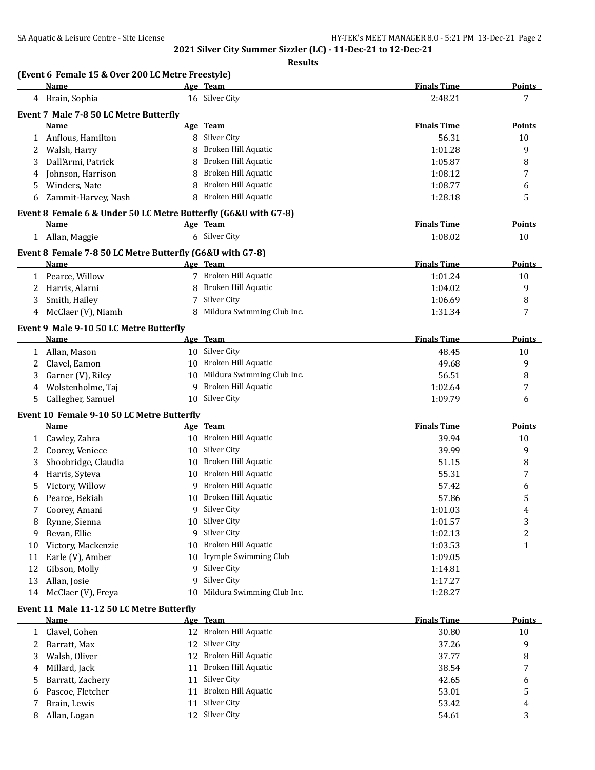## 2021 Silver City Summer Sizzler (LC) - 11-Dec-21 to 12-Dec-21

**Results**

### (Event 6 Female 15 & Over 200 LC Metre Freestyle)

| | Name | Age | Team | Finals Time | Points |
|---|---|---|---|---|---|
| 4 | Brain, Sophia | 16 | Silver City | 2:48.21 | 7 |

### Event 7 Male 7-8 50 LC Metre Butterfly

| | Name | Age | Team | Finals Time | Points |
|---|---|---|---|---|---|
| 1 | Anflous, Hamilton | 8 | Silver City | 56.31 | 10 |
| 2 | Walsh, Harry | 8 | Broken Hill Aquatic | 1:01.28 | 9 |
| 3 | Dall'Armi, Patrick | 8 | Broken Hill Aquatic | 1:05.87 | 8 |
| 4 | Johnson, Harrison | 8 | Broken Hill Aquatic | 1:08.12 | 7 |
| 5 | Winders, Nate | 8 | Broken Hill Aquatic | 1:08.77 | 6 |
| 6 | Zammit-Harvey, Nash | 8 | Broken Hill Aquatic | 1:28.18 | 5 |

### Event 8 Female 6 & Under 50 LC Metre Butterfly (G6&U with G7-8)

| | Name | Age | Team | Finals Time | Points |
|---|---|---|---|---|---|
| 1 | Allan, Maggie | 6 | Silver City | 1:08.02 | 10 |

### Event 8 Female 7-8 50 LC Metre Butterfly (G6&U with G7-8)

| | Name | Age | Team | Finals Time | Points |
|---|---|---|---|---|---|
| 1 | Pearce, Willow | 7 | Broken Hill Aquatic | 1:01.24 | 10 |
| 2 | Harris, Alarni | 8 | Broken Hill Aquatic | 1:04.02 | 9 |
| 3 | Smith, Hailey | 7 | Silver City | 1:06.69 | 8 |
| 4 | McClaer (V), Niamh | 8 | Mildura Swimming Club Inc. | 1:31.34 | 7 |

### Event 9 Male 9-10 50 LC Metre Butterfly

| | Name | Age | Team | Finals Time | Points |
|---|---|---|---|---|---|
| 1 | Allan, Mason | 10 | Silver City | 48.45 | 10 |
| 2 | Clavel, Eamon | 10 | Broken Hill Aquatic | 49.68 | 9 |
| 3 | Garner (V), Riley | 10 | Mildura Swimming Club Inc. | 56.51 | 8 |
| 4 | Wolstenholme, Taj | 9 | Broken Hill Aquatic | 1:02.64 | 7 |
| 5 | Callegher, Samuel | 10 | Silver City | 1:09.79 | 6 |

### Event 10 Female 9-10 50 LC Metre Butterfly

| | Name | Age | Team | Finals Time | Points |
|---|---|---|---|---|---|
| 1 | Cawley, Zahra | 10 | Broken Hill Aquatic | 39.94 | 10 |
| 2 | Coorey, Veniece | 10 | Silver City | 39.99 | 9 |
| 3 | Shoobridge, Claudia | 10 | Broken Hill Aquatic | 51.15 | 8 |
| 4 | Harris, Syteva | 10 | Broken Hill Aquatic | 55.31 | 7 |
| 5 | Victory, Willow | 9 | Broken Hill Aquatic | 57.42 | 6 |
| 6 | Pearce, Bekiah | 10 | Broken Hill Aquatic | 57.86 | 5 |
| 7 | Coorey, Amani | 9 | Silver City | 1:01.03 | 4 |
| 8 | Rynne, Sienna | 10 | Silver City | 1:01.57 | 3 |
| 9 | Bevan, Ellie | 9 | Silver City | 1:02.13 | 2 |
| 10 | Victory, Mackenzie | 10 | Broken Hill Aquatic | 1:03.53 | 1 |
| 11 | Earle (V), Amber | 10 | Irymple Swimming Club | 1:09.05 | |
| 12 | Gibson, Molly | 9 | Silver City | 1:14.81 | |
| 13 | Allan, Josie | 9 | Silver City | 1:17.27 | |
| 14 | McClaer (V), Freya | 10 | Mildura Swimming Club Inc. | 1:28.27 | |

### Event 11 Male 11-12 50 LC Metre Butterfly

| | Name | Age | Team | Finals Time | Points |
|---|---|---|---|---|---|
| 1 | Clavel, Cohen | 12 | Broken Hill Aquatic | 30.80 | 10 |
| 2 | Barratt, Max | 12 | Silver City | 37.26 | 9 |
| 3 | Walsh, Oliver | 12 | Broken Hill Aquatic | 37.77 | 8 |
| 4 | Millard, Jack | 11 | Broken Hill Aquatic | 38.54 | 7 |
| 5 | Barratt, Zachery | 11 | Silver City | 42.65 | 6 |
| 6 | Pascoe, Fletcher | 11 | Broken Hill Aquatic | 53.01 | 5 |
| 7 | Brain, Lewis | 11 | Silver City | 53.42 | 4 |
| 8 | Allan, Logan | 12 | Silver City | 54.61 | 3 |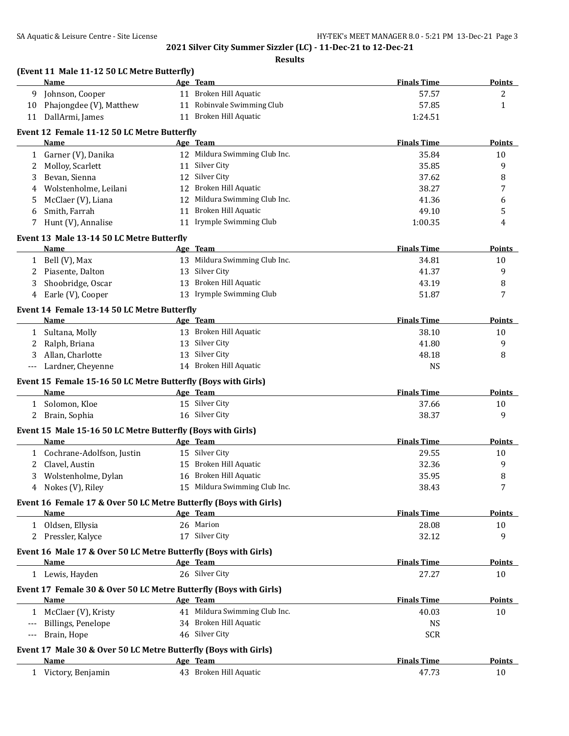## 2021 Silver City Summer Sizzler (LC) - 11-Dec-21 to 12-Dec-21

### Results

**(Event 11 Male 11-12 50 LC Metre Butterfly)**

| | Name | Age | Team | Finals Time | Points |
|---|---|---|---|---|---|
| 9 | Johnson, Cooper | 11 | Broken Hill Aquatic | 57.57 | 2 |
| 10 | Phajongdee (V), Matthew | 11 | Robinvale Swimming Club | 57.85 | 1 |
| 11 | DallArmi, James | 11 | Broken Hill Aquatic | 1:24.51 | |

**Event 12 Female 11-12 50 LC Metre Butterfly**

| | Name | Age | Team | Finals Time | Points |
|---|---|---|---|---|---|
| 1 | Garner (V), Danika | 12 | Mildura Swimming Club Inc. | 35.84 | 10 |
| 2 | Molloy, Scarlett | 11 | Silver City | 35.85 | 9 |
| 3 | Bevan, Sienna | 12 | Silver City | 37.62 | 8 |
| 4 | Wolstenholme, Leilani | 12 | Broken Hill Aquatic | 38.27 | 7 |
| 5 | McClaer (V), Liana | 12 | Mildura Swimming Club Inc. | 41.36 | 6 |
| 6 | Smith, Farrah | 11 | Broken Hill Aquatic | 49.10 | 5 |
| 7 | Hunt (V), Annalise | 11 | Irymple Swimming Club | 1:00.35 | 4 |

**Event 13 Male 13-14 50 LC Metre Butterfly**

| | Name | Age | Team | Finals Time | Points |
|---|---|---|---|---|---|
| 1 | Bell (V), Max | 13 | Mildura Swimming Club Inc. | 34.81 | 10 |
| 2 | Piasente, Dalton | 13 | Silver City | 41.37 | 9 |
| 3 | Shoobridge, Oscar | 13 | Broken Hill Aquatic | 43.19 | 8 |
| 4 | Earle (V), Cooper | 13 | Irymple Swimming Club | 51.87 | 7 |

**Event 14 Female 13-14 50 LC Metre Butterfly**

| | Name | Age | Team | Finals Time | Points |
|---|---|---|---|---|---|
| 1 | Sultana, Molly | 13 | Broken Hill Aquatic | 38.10 | 10 |
| 2 | Ralph, Briana | 13 | Silver City | 41.80 | 9 |
| 3 | Allan, Charlotte | 13 | Silver City | 48.18 | 8 |
| --- | Lardner, Cheyenne | 14 | Broken Hill Aquatic | NS | |

**Event 15 Female 15-16 50 LC Metre Butterfly (Boys with Girls)**

| | Name | Age | Team | Finals Time | Points |
|---|---|---|---|---|---|
| 1 | Solomon, Kloe | 15 | Silver City | 37.66 | 10 |
| 2 | Brain, Sophia | 16 | Silver City | 38.37 | 9 |

**Event 15 Male 15-16 50 LC Metre Butterfly (Boys with Girls)**

| | Name | Age | Team | Finals Time | Points |
|---|---|---|---|---|---|
| 1 | Cochrane-Adolfson, Justin | 15 | Silver City | 29.55 | 10 |
| 2 | Clavel, Austin | 15 | Broken Hill Aquatic | 32.36 | 9 |
| 3 | Wolstenholme, Dylan | 16 | Broken Hill Aquatic | 35.95 | 8 |
| 4 | Nokes (V), Riley | 15 | Mildura Swimming Club Inc. | 38.43 | 7 |

**Event 16 Female 17 & Over 50 LC Metre Butterfly (Boys with Girls)**

| | Name | Age | Team | Finals Time | Points |
|---|---|---|---|---|---|
| 1 | Oldsen, Ellysia | 26 | Marion | 28.08 | 10 |
| 2 | Pressler, Kalyce | 17 | Silver City | 32.12 | 9 |

**Event 16 Male 17 & Over 50 LC Metre Butterfly (Boys with Girls)**

| | Name | Age | Team | Finals Time | Points |
|---|---|---|---|---|---|
| 1 | Lewis, Hayden | 26 | Silver City | 27.27 | 10 |

**Event 17 Female 30 & Over 50 LC Metre Butterfly (Boys with Girls)**

| | Name | Age | Team | Finals Time | Points |
|---|---|---|---|---|---|
| 1 | McClaer (V), Kristy | 41 | Mildura Swimming Club Inc. | 40.03 | 10 |
| --- | Billings, Penelope | 34 | Broken Hill Aquatic | NS | |
| --- | Brain, Hope | 46 | Silver City | SCR | |

**Event 17 Male 30 & Over 50 LC Metre Butterfly (Boys with Girls)**

| | Name | Age | Team | Finals Time | Points |
|---|---|---|---|---|---|
| 1 | Victory, Benjamin | 43 | Broken Hill Aquatic | 47.73 | 10 |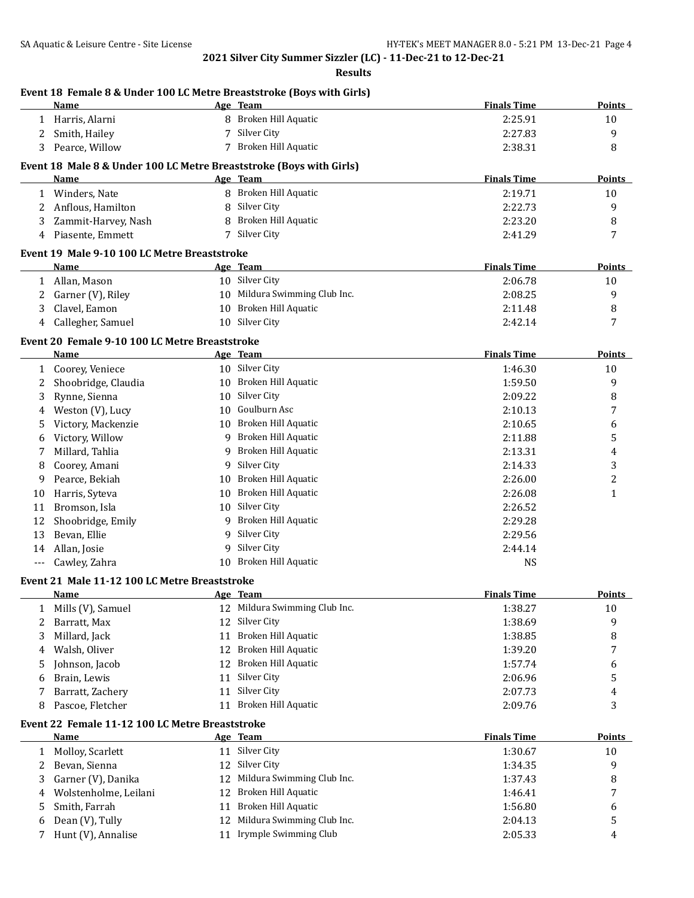## 2021 Silver City Summer Sizzler (LC) - 11-Dec-21 to 12-Dec-21

### Results

**Event 18 Female 8 & Under 100 LC Metre Breaststroke (Boys with Girls)**

| | Name | Age | Team | Finals Time | Points |
|---|---|---|---|---|---|
| 1 | Harris, Alarni | 8 | Broken Hill Aquatic | 2:25.91 | 10 |
| 2 | Smith, Hailey | 7 | Silver City | 2:27.83 | 9 |
| 3 | Pearce, Willow | 7 | Broken Hill Aquatic | 2:38.31 | 8 |

**Event 18 Male 8 & Under 100 LC Metre Breaststroke (Boys with Girls)**

| | Name | Age | Team | Finals Time | Points |
|---|---|---|---|---|---|
| 1 | Winders, Nate | 8 | Broken Hill Aquatic | 2:19.71 | 10 |
| 2 | Anflous, Hamilton | 8 | Silver City | 2:22.73 | 9 |
| 3 | Zammit-Harvey, Nash | 8 | Broken Hill Aquatic | 2:23.20 | 8 |
| 4 | Piasente, Emmett | 7 | Silver City | 2:41.29 | 7 |

**Event 19 Male 9-10 100 LC Metre Breaststroke**

| | Name | Age | Team | Finals Time | Points |
|---|---|---|---|---|---|
| 1 | Allan, Mason | 10 | Silver City | 2:06.78 | 10 |
| 2 | Garner (V), Riley | 10 | Mildura Swimming Club Inc. | 2:08.25 | 9 |
| 3 | Clavel, Eamon | 10 | Broken Hill Aquatic | 2:11.48 | 8 |
| 4 | Callegher, Samuel | 10 | Silver City | 2:42.14 | 7 |

**Event 20 Female 9-10 100 LC Metre Breaststroke**

| | Name | Age | Team | Finals Time | Points |
|---|---|---|---|---|---|
| 1 | Coorey, Veniece | 10 | Silver City | 1:46.30 | 10 |
| 2 | Shoobridge, Claudia | 10 | Broken Hill Aquatic | 1:59.50 | 9 |
| 3 | Rynne, Sienna | 10 | Silver City | 2:09.22 | 8 |
| 4 | Weston (V), Lucy | 10 | Goulburn Asc | 2:10.13 | 7 |
| 5 | Victory, Mackenzie | 10 | Broken Hill Aquatic | 2:10.65 | 6 |
| 6 | Victory, Willow | 9 | Broken Hill Aquatic | 2:11.88 | 5 |
| 7 | Millard, Tahlia | 9 | Broken Hill Aquatic | 2:13.31 | 4 |
| 8 | Coorey, Amani | 9 | Silver City | 2:14.33 | 3 |
| 9 | Pearce, Bekiah | 10 | Broken Hill Aquatic | 2:26.00 | 2 |
| 10 | Harris, Syteva | 10 | Broken Hill Aquatic | 2:26.08 | 1 |
| 11 | Bromson, Isla | 10 | Silver City | 2:26.52 | |
| 12 | Shoobridge, Emily | 9 | Broken Hill Aquatic | 2:29.28 | |
| 13 | Bevan, Ellie | 9 | Silver City | 2:29.56 | |
| 14 | Allan, Josie | 9 | Silver City | 2:44.14 | |
| --- | Cawley, Zahra | 10 | Broken Hill Aquatic | NS | |

**Event 21 Male 11-12 100 LC Metre Breaststroke**

| | Name | Age | Team | Finals Time | Points |
|---|---|---|---|---|---|
| 1 | Mills (V), Samuel | 12 | Mildura Swimming Club Inc. | 1:38.27 | 10 |
| 2 | Barratt, Max | 12 | Silver City | 1:38.69 | 9 |
| 3 | Millard, Jack | 11 | Broken Hill Aquatic | 1:38.85 | 8 |
| 4 | Walsh, Oliver | 12 | Broken Hill Aquatic | 1:39.20 | 7 |
| 5 | Johnson, Jacob | 12 | Broken Hill Aquatic | 1:57.74 | 6 |
| 6 | Brain, Lewis | 11 | Silver City | 2:06.96 | 5 |
| 7 | Barratt, Zachery | 11 | Silver City | 2:07.73 | 4 |
| 8 | Pascoe, Fletcher | 11 | Broken Hill Aquatic | 2:09.76 | 3 |

**Event 22 Female 11-12 100 LC Metre Breaststroke**

| | Name | Age | Team | Finals Time | Points |
|---|---|---|---|---|---|
| 1 | Molloy, Scarlett | 11 | Silver City | 1:30.67 | 10 |
| 2 | Bevan, Sienna | 12 | Silver City | 1:34.35 | 9 |
| 3 | Garner (V), Danika | 12 | Mildura Swimming Club Inc. | 1:37.43 | 8 |
| 4 | Wolstenholme, Leilani | 12 | Broken Hill Aquatic | 1:46.41 | 7 |
| 5 | Smith, Farrah | 11 | Broken Hill Aquatic | 1:56.80 | 6 |
| 6 | Dean (V), Tully | 12 | Mildura Swimming Club Inc. | 2:04.13 | 5 |
| 7 | Hunt (V), Annalise | 11 | Irymple Swimming Club | 2:05.33 | 4 |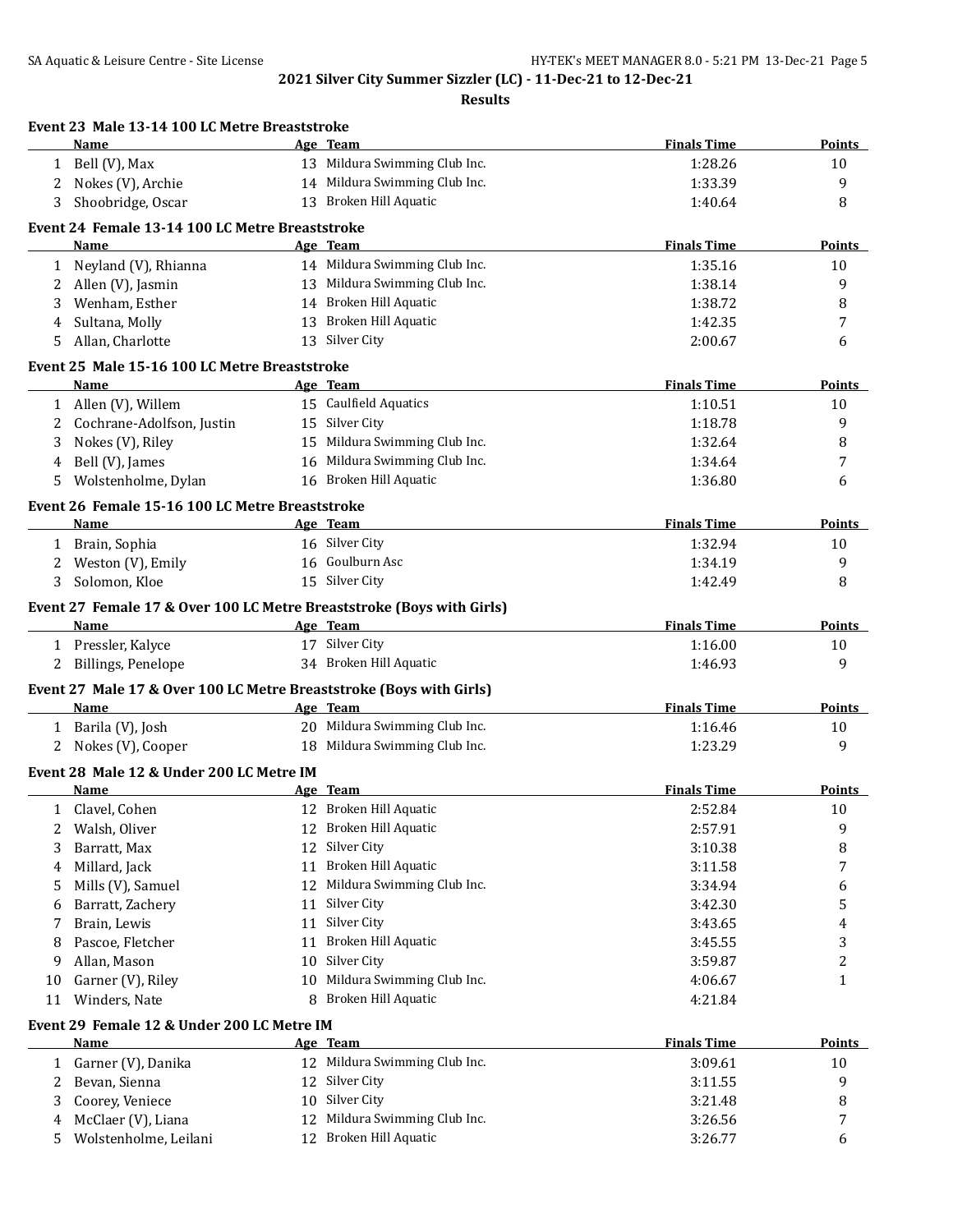## 2021 Silver City Summer Sizzler (LC) - 11-Dec-21 to 12-Dec-21

### Results

**Event 23 Male 13-14 100 LC Metre Breaststroke**

| | Name | Age | Team | Finals Time | Points |
|---|---|---|---|---|---|
| 1 | Bell (V), Max | 13 | Mildura Swimming Club Inc. | 1:28.26 | 10 |
| 2 | Nokes (V), Archie | 14 | Mildura Swimming Club Inc. | 1:33.39 | 9 |
| 3 | Shoobridge, Oscar | 13 | Broken Hill Aquatic | 1:40.64 | 8 |

**Event 24 Female 13-14 100 LC Metre Breaststroke**

| | Name | Age | Team | Finals Time | Points |
|---|---|---|---|---|---|
| 1 | Neyland (V), Rhianna | 14 | Mildura Swimming Club Inc. | 1:35.16 | 10 |
| 2 | Allen (V), Jasmin | 13 | Mildura Swimming Club Inc. | 1:38.14 | 9 |
| 3 | Wenham, Esther | 14 | Broken Hill Aquatic | 1:38.72 | 8 |
| 4 | Sultana, Molly | 13 | Broken Hill Aquatic | 1:42.35 | 7 |
| 5 | Allan, Charlotte | 13 | Silver City | 2:00.67 | 6 |

**Event 25 Male 15-16 100 LC Metre Breaststroke**

| | Name | Age | Team | Finals Time | Points |
|---|---|---|---|---|---|
| 1 | Allen (V), Willem | 15 | Caulfield Aquatics | 1:10.51 | 10 |
| 2 | Cochrane-Adolfson, Justin | 15 | Silver City | 1:18.78 | 9 |
| 3 | Nokes (V), Riley | 15 | Mildura Swimming Club Inc. | 1:32.64 | 8 |
| 4 | Bell (V), James | 16 | Mildura Swimming Club Inc. | 1:34.64 | 7 |
| 5 | Wolstenholme, Dylan | 16 | Broken Hill Aquatic | 1:36.80 | 6 |

**Event 26 Female 15-16 100 LC Metre Breaststroke**

| | Name | Age | Team | Finals Time | Points |
|---|---|---|---|---|---|
| 1 | Brain, Sophia | 16 | Silver City | 1:32.94 | 10 |
| 2 | Weston (V), Emily | 16 | Goulburn Asc | 1:34.19 | 9 |
| 3 | Solomon, Kloe | 15 | Silver City | 1:42.49 | 8 |

**Event 27 Female 17 & Over 100 LC Metre Breaststroke (Boys with Girls)**

| | Name | Age | Team | Finals Time | Points |
|---|---|---|---|---|---|
| 1 | Pressler, Kalyce | 17 | Silver City | 1:16.00 | 10 |
| 2 | Billings, Penelope | 34 | Broken Hill Aquatic | 1:46.93 | 9 |

**Event 27 Male 17 & Over 100 LC Metre Breaststroke (Boys with Girls)**

| | Name | Age | Team | Finals Time | Points |
|---|---|---|---|---|---|
| 1 | Barila (V), Josh | 20 | Mildura Swimming Club Inc. | 1:16.46 | 10 |
| 2 | Nokes (V), Cooper | 18 | Mildura Swimming Club Inc. | 1:23.29 | 9 |

**Event 28 Male 12 & Under 200 LC Metre IM**

| | Name | Age | Team | Finals Time | Points |
|---|---|---|---|---|---|
| 1 | Clavel, Cohen | 12 | Broken Hill Aquatic | 2:52.84 | 10 |
| 2 | Walsh, Oliver | 12 | Broken Hill Aquatic | 2:57.91 | 9 |
| 3 | Barratt, Max | 12 | Silver City | 3:10.38 | 8 |
| 4 | Millard, Jack | 11 | Broken Hill Aquatic | 3:11.58 | 7 |
| 5 | Mills (V), Samuel | 12 | Mildura Swimming Club Inc. | 3:34.94 | 6 |
| 6 | Barratt, Zachery | 11 | Silver City | 3:42.30 | 5 |
| 7 | Brain, Lewis | 11 | Silver City | 3:43.65 | 4 |
| 8 | Pascoe, Fletcher | 11 | Broken Hill Aquatic | 3:45.55 | 3 |
| 9 | Allan, Mason | 10 | Silver City | 3:59.87 | 2 |
| 10 | Garner (V), Riley | 10 | Mildura Swimming Club Inc. | 4:06.67 | 1 |
| 11 | Winders, Nate | 8 | Broken Hill Aquatic | 4:21.84 | |

**Event 29 Female 12 & Under 200 LC Metre IM**

| | Name | Age | Team | Finals Time | Points |
|---|---|---|---|---|---|
| 1 | Garner (V), Danika | 12 | Mildura Swimming Club Inc. | 3:09.61 | 10 |
| 2 | Bevan, Sienna | 12 | Silver City | 3:11.55 | 9 |
| 3 | Coorey, Veniece | 10 | Silver City | 3:21.48 | 8 |
| 4 | McClaer (V), Liana | 12 | Mildura Swimming Club Inc. | 3:26.56 | 7 |
| 5 | Wolstenholme, Leilani | 12 | Broken Hill Aquatic | 3:26.77 | 6 |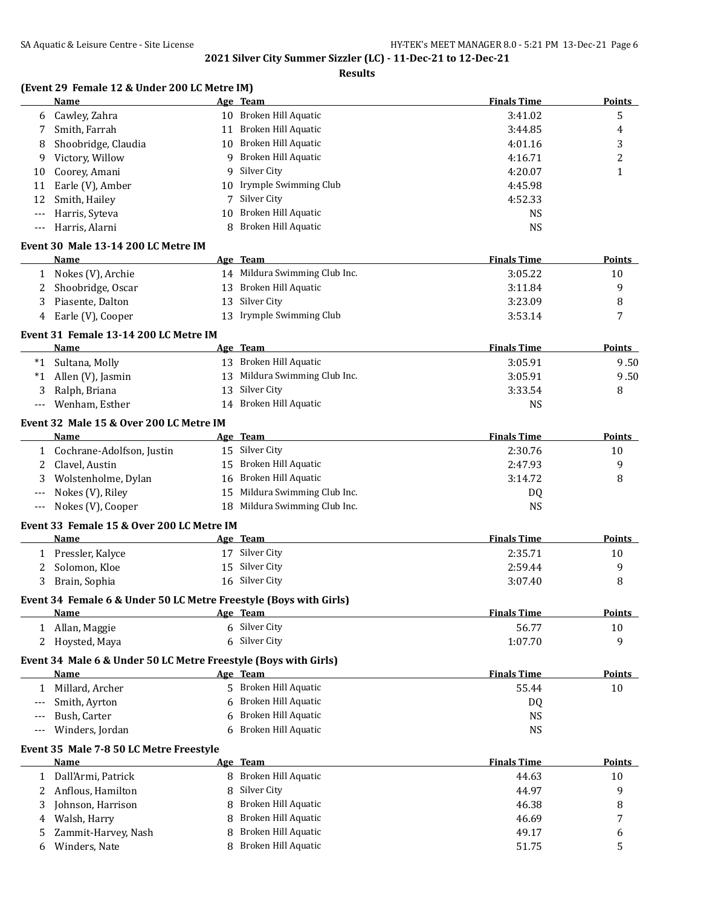**2021 Silver City Summer Sizzler (LC) - 11-Dec-21 to 12-Dec-21**

**Results**

### (Event 29 Female 12 & Under 200 LC Metre IM)

| | Name | Age | Team | Finals Time | Points |
|---|---|---|---|---|---|
| 6 | Cawley, Zahra | 10 | Broken Hill Aquatic | 3:41.02 | 5 |
| 7 | Smith, Farrah | 11 | Broken Hill Aquatic | 3:44.85 | 4 |
| 8 | Shoobridge, Claudia | 10 | Broken Hill Aquatic | 4:01.16 | 3 |
| 9 | Victory, Willow | 9 | Broken Hill Aquatic | 4:16.71 | 2 |
| 10 | Coorey, Amani | 9 | Silver City | 4:20.07 | 1 |
| 11 | Earle (V), Amber | 10 | Irymple Swimming Club | 4:45.98 | |
| 12 | Smith, Hailey | 7 | Silver City | 4:52.33 | |
| --- | Harris, Syteva | 10 | Broken Hill Aquatic | NS | |
| --- | Harris, Alarni | 8 | Broken Hill Aquatic | NS | |

### Event 30 Male 13-14 200 LC Metre IM

| | Name | Age | Team | Finals Time | Points |
|---|---|---|---|---|---|
| 1 | Nokes (V), Archie | 14 | Mildura Swimming Club Inc. | 3:05.22 | 10 |
| 2 | Shoobridge, Oscar | 13 | Broken Hill Aquatic | 3:11.84 | 9 |
| 3 | Piasente, Dalton | 13 | Silver City | 3:23.09 | 8 |
| 4 | Earle (V), Cooper | 13 | Irymple Swimming Club | 3:53.14 | 7 |

### Event 31 Female 13-14 200 LC Metre IM

| | Name | Age | Team | Finals Time | Points |
|---|---|---|---|---|---|
| *1 | Sultana, Molly | 13 | Broken Hill Aquatic | 3:05.91 | 9.50 |
| *1 | Allen (V), Jasmin | 13 | Mildura Swimming Club Inc. | 3:05.91 | 9.50 |
| 3 | Ralph, Briana | 13 | Silver City | 3:33.54 | 8 |
| --- | Wenham, Esther | 14 | Broken Hill Aquatic | NS | |

### Event 32 Male 15 & Over 200 LC Metre IM

| | Name | Age | Team | Finals Time | Points |
|---|---|---|---|---|---|
| 1 | Cochrane-Adolfson, Justin | 15 | Silver City | 2:30.76 | 10 |
| 2 | Clavel, Austin | 15 | Broken Hill Aquatic | 2:47.93 | 9 |
| 3 | Wolstenholme, Dylan | 16 | Broken Hill Aquatic | 3:14.72 | 8 |
| --- | Nokes (V), Riley | 15 | Mildura Swimming Club Inc. | DQ | |
| --- | Nokes (V), Cooper | 18 | Mildura Swimming Club Inc. | NS | |

### Event 33 Female 15 & Over 200 LC Metre IM

| | Name | Age | Team | Finals Time | Points |
|---|---|---|---|---|---|
| 1 | Pressler, Kalyce | 17 | Silver City | 2:35.71 | 10 |
| 2 | Solomon, Kloe | 15 | Silver City | 2:59.44 | 9 |
| 3 | Brain, Sophia | 16 | Silver City | 3:07.40 | 8 |

### Event 34 Female 6 & Under 50 LC Metre Freestyle (Boys with Girls)

| | Name | Age | Team | Finals Time | Points |
|---|---|---|---|---|---|
| 1 | Allan, Maggie | 6 | Silver City | 56.77 | 10 |
| 2 | Hoysted, Maya | 6 | Silver City | 1:07.70 | 9 |

### Event 34 Male 6 & Under 50 LC Metre Freestyle (Boys with Girls)

| | Name | Age | Team | Finals Time | Points |
|---|---|---|---|---|---|
| 1 | Millard, Archer | 5 | Broken Hill Aquatic | 55.44 | 10 |
| --- | Smith, Ayrton | 6 | Broken Hill Aquatic | DQ | |
| --- | Bush, Carter | 6 | Broken Hill Aquatic | NS | |
| --- | Winders, Jordan | 6 | Broken Hill Aquatic | NS | |

### Event 35 Male 7-8 50 LC Metre Freestyle

| | Name | Age | Team | Finals Time | Points |
|---|---|---|---|---|---|
| 1 | Dall'Armi, Patrick | 8 | Broken Hill Aquatic | 44.63 | 10 |
| 2 | Anflous, Hamilton | 8 | Silver City | 44.97 | 9 |
| 3 | Johnson, Harrison | 8 | Broken Hill Aquatic | 46.38 | 8 |
| 4 | Walsh, Harry | 8 | Broken Hill Aquatic | 46.69 | 7 |
| 5 | Zammit-Harvey, Nash | 8 | Broken Hill Aquatic | 49.17 | 6 |
| 6 | Winders, Nate | 8 | Broken Hill Aquatic | 51.75 | 5 |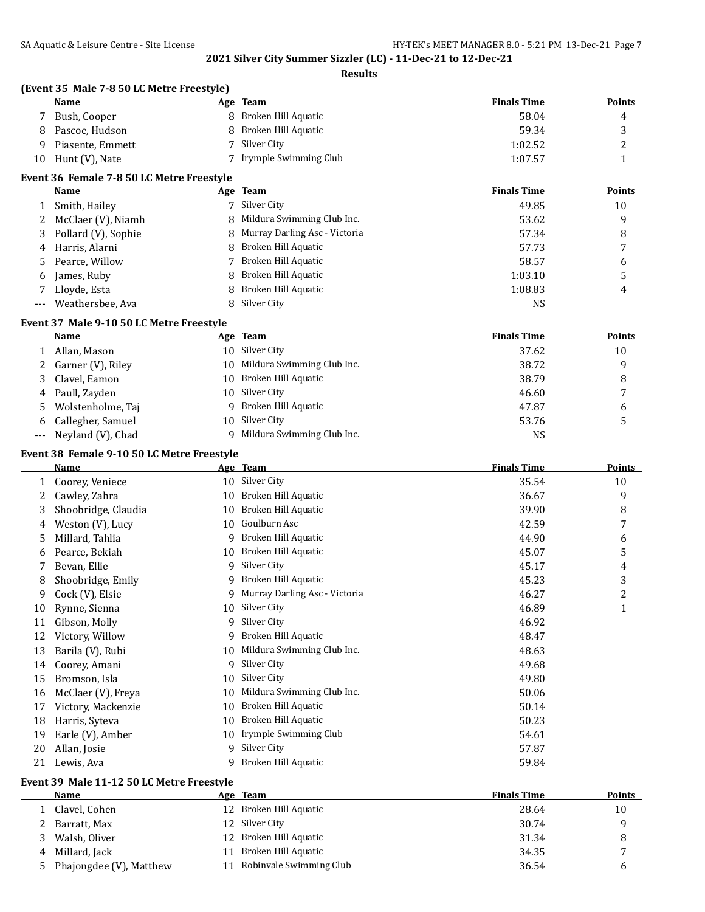**2021 Silver City Summer Sizzler (LC) - 11-Dec-21 to 12-Dec-21**

**Results**

### (Event 35 Male 7-8 50 LC Metre Freestyle)

| | Name | Age | Team | Finals Time | Points |
|---|---|---|---|---|---|
| 7 | Bush, Cooper | 8 | Broken Hill Aquatic | 58.04 | 4 |
| 8 | Pascoe, Hudson | 8 | Broken Hill Aquatic | 59.34 | 3 |
| 9 | Piasente, Emmett | 7 | Silver City | 1:02.52 | 2 |
| 10 | Hunt (V), Nate | 7 | Irymple Swimming Club | 1:07.57 | 1 |

### Event 36 Female 7-8 50 LC Metre Freestyle

| | Name | Age | Team | Finals Time | Points |
|---|---|---|---|---|---|
| 1 | Smith, Hailey | 7 | Silver City | 49.85 | 10 |
| 2 | McClaer (V), Niamh | 8 | Mildura Swimming Club Inc. | 53.62 | 9 |
| 3 | Pollard (V), Sophie | 8 | Murray Darling Asc - Victoria | 57.34 | 8 |
| 4 | Harris, Alarni | 8 | Broken Hill Aquatic | 57.73 | 7 |
| 5 | Pearce, Willow | 7 | Broken Hill Aquatic | 58.57 | 6 |
| 6 | James, Ruby | 8 | Broken Hill Aquatic | 1:03.10 | 5 |
| 7 | Lloyde, Esta | 8 | Broken Hill Aquatic | 1:08.83 | 4 |
| --- | Weathersbee, Ava | 8 | Silver City | NS | |

### Event 37 Male 9-10 50 LC Metre Freestyle

| | Name | Age | Team | Finals Time | Points |
|---|---|---|---|---|---|
| 1 | Allan, Mason | 10 | Silver City | 37.62 | 10 |
| 2 | Garner (V), Riley | 10 | Mildura Swimming Club Inc. | 38.72 | 9 |
| 3 | Clavel, Eamon | 10 | Broken Hill Aquatic | 38.79 | 8 |
| 4 | Paull, Zayden | 10 | Silver City | 46.60 | 7 |
| 5 | Wolstenholme, Taj | 9 | Broken Hill Aquatic | 47.87 | 6 |
| 6 | Callegher, Samuel | 10 | Silver City | 53.76 | 5 |
| --- | Neyland (V), Chad | 9 | Mildura Swimming Club Inc. | NS | |

### Event 38 Female 9-10 50 LC Metre Freestyle

| | Name | Age | Team | Finals Time | Points |
|---|---|---|---|---|---|
| 1 | Coorey, Veniece | 10 | Silver City | 35.54 | 10 |
| 2 | Cawley, Zahra | 10 | Broken Hill Aquatic | 36.67 | 9 |
| 3 | Shoobridge, Claudia | 10 | Broken Hill Aquatic | 39.90 | 8 |
| 4 | Weston (V), Lucy | 10 | Goulburn Asc | 42.59 | 7 |
| 5 | Millard, Tahlia | 9 | Broken Hill Aquatic | 44.90 | 6 |
| 6 | Pearce, Bekiah | 10 | Broken Hill Aquatic | 45.07 | 5 |
| 7 | Bevan, Ellie | 9 | Silver City | 45.17 | 4 |
| 8 | Shoobridge, Emily | 9 | Broken Hill Aquatic | 45.23 | 3 |
| 9 | Cock (V), Elsie | 9 | Murray Darling Asc - Victoria | 46.27 | 2 |
| 10 | Rynne, Sienna | 10 | Silver City | 46.89 | 1 |
| 11 | Gibson, Molly | 9 | Silver City | 46.92 | |
| 12 | Victory, Willow | 9 | Broken Hill Aquatic | 48.47 | |
| 13 | Barila (V), Rubi | 10 | Mildura Swimming Club Inc. | 48.63 | |
| 14 | Coorey, Amani | 9 | Silver City | 49.68 | |
| 15 | Bromson, Isla | 10 | Silver City | 49.80 | |
| 16 | McClaer (V), Freya | 10 | Mildura Swimming Club Inc. | 50.06 | |
| 17 | Victory, Mackenzie | 10 | Broken Hill Aquatic | 50.14 | |
| 18 | Harris, Syteva | 10 | Broken Hill Aquatic | 50.23 | |
| 19 | Earle (V), Amber | 10 | Irymple Swimming Club | 54.61 | |
| 20 | Allan, Josie | 9 | Silver City | 57.87 | |
| 21 | Lewis, Ava | 9 | Broken Hill Aquatic | 59.84 | |

### Event 39 Male 11-12 50 LC Metre Freestyle

| | Name | Age | Team | Finals Time | Points |
|---|---|---|---|---|---|
| 1 | Clavel, Cohen | 12 | Broken Hill Aquatic | 28.64 | 10 |
| 2 | Barratt, Max | 12 | Silver City | 30.74 | 9 |
| 3 | Walsh, Oliver | 12 | Broken Hill Aquatic | 31.34 | 8 |
| 4 | Millard, Jack | 11 | Broken Hill Aquatic | 34.35 | 7 |
| 5 | Phajongdee (V), Matthew | 11 | Robinvale Swimming Club | 36.54 | 6 |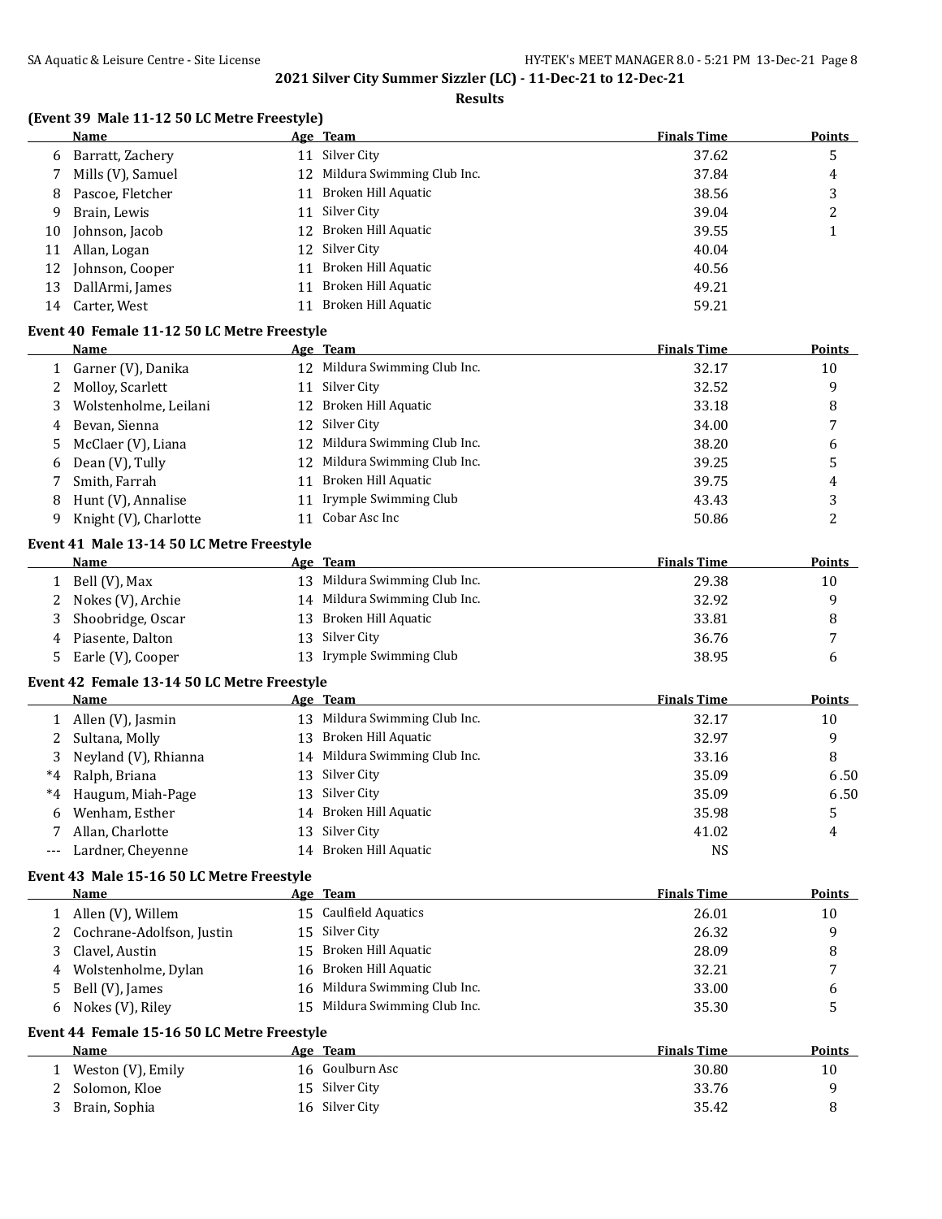## 2021 Silver City Summer Sizzler (LC) - 11-Dec-21 to 12-Dec-21

### Results

### (Event 39 Male 11-12 50 LC Metre Freestyle)

| | Name | Age | Team | Finals Time | Points |
|---|---|---|---|---|---|
| 6 | Barratt, Zachery | 11 | Silver City | 37.62 | 5 |
| 7 | Mills (V), Samuel | 12 | Mildura Swimming Club Inc. | 37.84 | 4 |
| 8 | Pascoe, Fletcher | 11 | Broken Hill Aquatic | 38.56 | 3 |
| 9 | Brain, Lewis | 11 | Silver City | 39.04 | 2 |
| 10 | Johnson, Jacob | 12 | Broken Hill Aquatic | 39.55 | 1 |
| 11 | Allan, Logan | 12 | Silver City | 40.04 | |
| 12 | Johnson, Cooper | 11 | Broken Hill Aquatic | 40.56 | |
| 13 | DallArmi, James | 11 | Broken Hill Aquatic | 49.21 | |
| 14 | Carter, West | 11 | Broken Hill Aquatic | 59.21 | |

### Event 40 Female 11-12 50 LC Metre Freestyle

| | Name | Age | Team | Finals Time | Points |
|---|---|---|---|---|---|
| 1 | Garner (V), Danika | 12 | Mildura Swimming Club Inc. | 32.17 | 10 |
| 2 | Molloy, Scarlett | 11 | Silver City | 32.52 | 9 |
| 3 | Wolstenholme, Leilani | 12 | Broken Hill Aquatic | 33.18 | 8 |
| 4 | Bevan, Sienna | 12 | Silver City | 34.00 | 7 |
| 5 | McClaer (V), Liana | 12 | Mildura Swimming Club Inc. | 38.20 | 6 |
| 6 | Dean (V), Tully | 12 | Mildura Swimming Club Inc. | 39.25 | 5 |
| 7 | Smith, Farrah | 11 | Broken Hill Aquatic | 39.75 | 4 |
| 8 | Hunt (V), Annalise | 11 | Irymple Swimming Club | 43.43 | 3 |
| 9 | Knight (V), Charlotte | 11 | Cobar Asc Inc | 50.86 | 2 |

### Event 41 Male 13-14 50 LC Metre Freestyle

| | Name | Age | Team | Finals Time | Points |
|---|---|---|---|---|---|
| 1 | Bell (V), Max | 13 | Mildura Swimming Club Inc. | 29.38 | 10 |
| 2 | Nokes (V), Archie | 14 | Mildura Swimming Club Inc. | 32.92 | 9 |
| 3 | Shoobridge, Oscar | 13 | Broken Hill Aquatic | 33.81 | 8 |
| 4 | Piasente, Dalton | 13 | Silver City | 36.76 | 7 |
| 5 | Earle (V), Cooper | 13 | Irymple Swimming Club | 38.95 | 6 |

### Event 42 Female 13-14 50 LC Metre Freestyle

| | Name | Age | Team | Finals Time | Points |
|---|---|---|---|---|---|
| 1 | Allen (V), Jasmin | 13 | Mildura Swimming Club Inc. | 32.17 | 10 |
| 2 | Sultana, Molly | 13 | Broken Hill Aquatic | 32.97 | 9 |
| 3 | Neyland (V), Rhianna | 14 | Mildura Swimming Club Inc. | 33.16 | 8 |
| *4 | Ralph, Briana | 13 | Silver City | 35.09 | 6.50 |
| *4 | Haugum, Miah-Page | 13 | Silver City | 35.09 | 6.50 |
| 6 | Wenham, Esther | 14 | Broken Hill Aquatic | 35.98 | 5 |
| 7 | Allan, Charlotte | 13 | Silver City | 41.02 | 4 |
| --- | Lardner, Cheyenne | 14 | Broken Hill Aquatic | NS | |

### Event 43 Male 15-16 50 LC Metre Freestyle

| | Name | Age | Team | Finals Time | Points |
|---|---|---|---|---|---|
| 1 | Allen (V), Willem | 15 | Caulfield Aquatics | 26.01 | 10 |
| 2 | Cochrane-Adolfson, Justin | 15 | Silver City | 26.32 | 9 |
| 3 | Clavel, Austin | 15 | Broken Hill Aquatic | 28.09 | 8 |
| 4 | Wolstenholme, Dylan | 16 | Broken Hill Aquatic | 32.21 | 7 |
| 5 | Bell (V), James | 16 | Mildura Swimming Club Inc. | 33.00 | 6 |
| 6 | Nokes (V), Riley | 15 | Mildura Swimming Club Inc. | 35.30 | 5 |

### Event 44 Female 15-16 50 LC Metre Freestyle

| | Name | Age | Team | Finals Time | Points |
|---|---|---|---|---|---|
| 1 | Weston (V), Emily | 16 | Goulburn Asc | 30.80 | 10 |
| 2 | Solomon, Kloe | 15 | Silver City | 33.76 | 9 |
| 3 | Brain, Sophia | 16 | Silver City | 35.42 | 8 |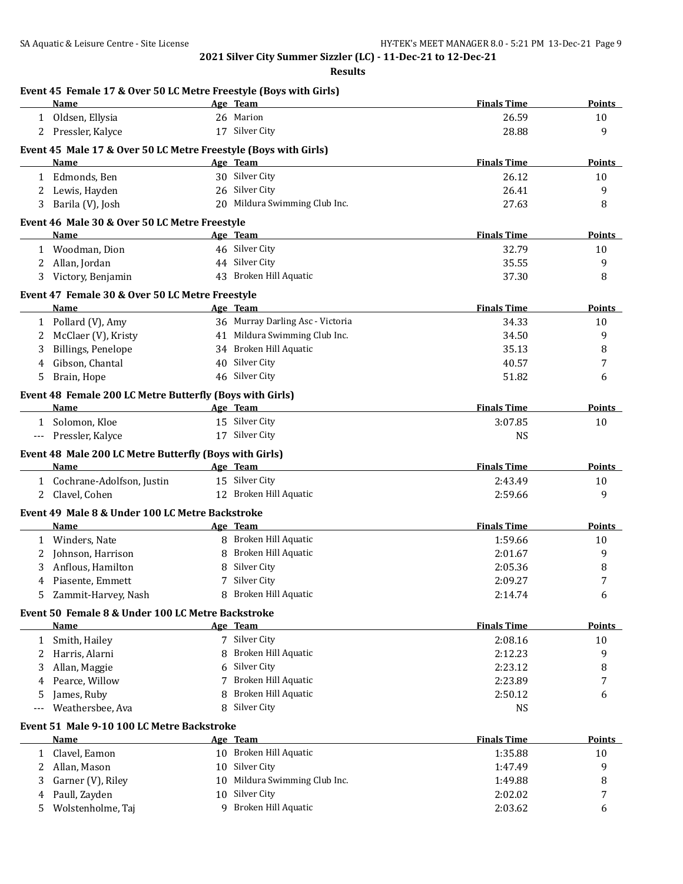## 2021 Silver City Summer Sizzler (LC) - 11-Dec-21 to 12-Dec-21

### Results

#### Event 45 Female 17 & Over 50 LC Metre Freestyle (Boys with Girls)

| | Name | Age | Team | Finals Time | Points |
|---|---|---|---|---|---|
| 1 | Oldsen, Ellysia | 26 | Marion | 26.59 | 10 |
| 2 | Pressler, Kalyce | 17 | Silver City | 28.88 | 9 |

#### Event 45 Male 17 & Over 50 LC Metre Freestyle (Boys with Girls)

| | Name | Age | Team | Finals Time | Points |
|---|---|---|---|---|---|
| 1 | Edmonds, Ben | 30 | Silver City | 26.12 | 10 |
| 2 | Lewis, Hayden | 26 | Silver City | 26.41 | 9 |
| 3 | Barila (V), Josh | 20 | Mildura Swimming Club Inc. | 27.63 | 8 |

#### Event 46 Male 30 & Over 50 LC Metre Freestyle

| | Name | Age | Team | Finals Time | Points |
|---|---|---|---|---|---|
| 1 | Woodman, Dion | 46 | Silver City | 32.79 | 10 |
| 2 | Allan, Jordan | 44 | Silver City | 35.55 | 9 |
| 3 | Victory, Benjamin | 43 | Broken Hill Aquatic | 37.30 | 8 |

#### Event 47 Female 30 & Over 50 LC Metre Freestyle

| | Name | Age | Team | Finals Time | Points |
|---|---|---|---|---|---|
| 1 | Pollard (V), Amy | 36 | Murray Darling Asc - Victoria | 34.33 | 10 |
| 2 | McClaer (V), Kristy | 41 | Mildura Swimming Club Inc. | 34.50 | 9 |
| 3 | Billings, Penelope | 34 | Broken Hill Aquatic | 35.13 | 8 |
| 4 | Gibson, Chantal | 40 | Silver City | 40.57 | 7 |
| 5 | Brain, Hope | 46 | Silver City | 51.82 | 6 |

#### Event 48 Female 200 LC Metre Butterfly (Boys with Girls)

| | Name | Age | Team | Finals Time | Points |
|---|---|---|---|---|---|
| 1 | Solomon, Kloe | 15 | Silver City | 3:07.85 | 10 |
| --- | Pressler, Kalyce | 17 | Silver City | NS | |

#### Event 48 Male 200 LC Metre Butterfly (Boys with Girls)

| | Name | Age | Team | Finals Time | Points |
|---|---|---|---|---|---|
| 1 | Cochrane-Adolfson, Justin | 15 | Silver City | 2:43.49 | 10 |
| 2 | Clavel, Cohen | 12 | Broken Hill Aquatic | 2:59.66 | 9 |

#### Event 49 Male 8 & Under 100 LC Metre Backstroke

| | Name | Age | Team | Finals Time | Points |
|---|---|---|---|---|---|
| 1 | Winders, Nate | 8 | Broken Hill Aquatic | 1:59.66 | 10 |
| 2 | Johnson, Harrison | 8 | Broken Hill Aquatic | 2:01.67 | 9 |
| 3 | Anflous, Hamilton | 8 | Silver City | 2:05.36 | 8 |
| 4 | Piasente, Emmett | 7 | Silver City | 2:09.27 | 7 |
| 5 | Zammit-Harvey, Nash | 8 | Broken Hill Aquatic | 2:14.74 | 6 |

#### Event 50 Female 8 & Under 100 LC Metre Backstroke

| | Name | Age | Team | Finals Time | Points |
|---|---|---|---|---|---|
| 1 | Smith, Hailey | 7 | Silver City | 2:08.16 | 10 |
| 2 | Harris, Alarni | 8 | Broken Hill Aquatic | 2:12.23 | 9 |
| 3 | Allan, Maggie | 6 | Silver City | 2:23.12 | 8 |
| 4 | Pearce, Willow | 7 | Broken Hill Aquatic | 2:23.89 | 7 |
| 5 | James, Ruby | 8 | Broken Hill Aquatic | 2:50.12 | 6 |
| --- | Weathersbee, Ava | 8 | Silver City | NS | |

#### Event 51 Male 9-10 100 LC Metre Backstroke

| | Name | Age | Team | Finals Time | Points |
|---|---|---|---|---|---|
| 1 | Clavel, Eamon | 10 | Broken Hill Aquatic | 1:35.88 | 10 |
| 2 | Allan, Mason | 10 | Silver City | 1:47.49 | 9 |
| 3 | Garner (V), Riley | 10 | Mildura Swimming Club Inc. | 1:49.88 | 8 |
| 4 | Paull, Zayden | 10 | Silver City | 2:02.02 | 7 |
| 5 | Wolstenholme, Taj | 9 | Broken Hill Aquatic | 2:03.62 | 6 |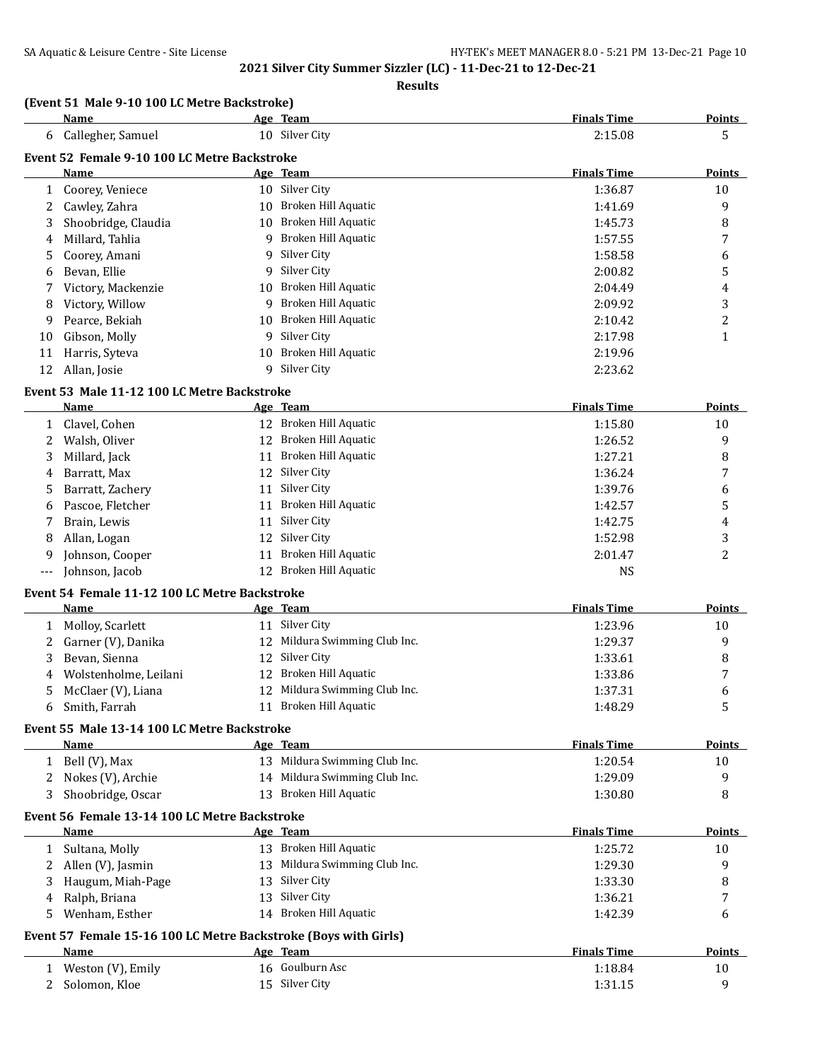**2021 Silver City Summer Sizzler (LC) - 11-Dec-21 to 12-Dec-21**

**Results**

### (Event 51 Male 9-10 100 LC Metre Backstroke)

| | Name | Age | Team | Finals Time | Points |
|---|---|---|---|---|---|
| 6 | Callegher, Samuel | 10 | Silver City | 2:15.08 | 5 |

### Event 52 Female 9-10 100 LC Metre Backstroke

| | Name | Age | Team | Finals Time | Points |
|---|---|---|---|---|---|
| 1 | Coorey, Veniece | 10 | Silver City | 1:36.87 | 10 |
| 2 | Cawley, Zahra | 10 | Broken Hill Aquatic | 1:41.69 | 9 |
| 3 | Shoobridge, Claudia | 10 | Broken Hill Aquatic | 1:45.73 | 8 |
| 4 | Millard, Tahlia | 9 | Broken Hill Aquatic | 1:57.55 | 7 |
| 5 | Coorey, Amani | 9 | Silver City | 1:58.58 | 6 |
| 6 | Bevan, Ellie | 9 | Silver City | 2:00.82 | 5 |
| 7 | Victory, Mackenzie | 10 | Broken Hill Aquatic | 2:04.49 | 4 |
| 8 | Victory, Willow | 9 | Broken Hill Aquatic | 2:09.92 | 3 |
| 9 | Pearce, Bekiah | 10 | Broken Hill Aquatic | 2:10.42 | 2 |
| 10 | Gibson, Molly | 9 | Silver City | 2:17.98 | 1 |
| 11 | Harris, Syteva | 10 | Broken Hill Aquatic | 2:19.96 | |
| 12 | Allan, Josie | 9 | Silver City | 2:23.62 | |

### Event 53 Male 11-12 100 LC Metre Backstroke

| | Name | Age | Team | Finals Time | Points |
|---|---|---|---|---|---|
| 1 | Clavel, Cohen | 12 | Broken Hill Aquatic | 1:15.80 | 10 |
| 2 | Walsh, Oliver | 12 | Broken Hill Aquatic | 1:26.52 | 9 |
| 3 | Millard, Jack | 11 | Broken Hill Aquatic | 1:27.21 | 8 |
| 4 | Barratt, Max | 12 | Silver City | 1:36.24 | 7 |
| 5 | Barratt, Zachery | 11 | Silver City | 1:39.76 | 6 |
| 6 | Pascoe, Fletcher | 11 | Broken Hill Aquatic | 1:42.57 | 5 |
| 7 | Brain, Lewis | 11 | Silver City | 1:42.75 | 4 |
| 8 | Allan, Logan | 12 | Silver City | 1:52.98 | 3 |
| 9 | Johnson, Cooper | 11 | Broken Hill Aquatic | 2:01.47 | 2 |
| --- | Johnson, Jacob | 12 | Broken Hill Aquatic | NS | |

### Event 54 Female 11-12 100 LC Metre Backstroke

| | Name | Age | Team | Finals Time | Points |
|---|---|---|---|---|---|
| 1 | Molloy, Scarlett | 11 | Silver City | 1:23.96 | 10 |
| 2 | Garner (V), Danika | 12 | Mildura Swimming Club Inc. | 1:29.37 | 9 |
| 3 | Bevan, Sienna | 12 | Silver City | 1:33.61 | 8 |
| 4 | Wolstenholme, Leilani | 12 | Broken Hill Aquatic | 1:33.86 | 7 |
| 5 | McClaer (V), Liana | 12 | Mildura Swimming Club Inc. | 1:37.31 | 6 |
| 6 | Smith, Farrah | 11 | Broken Hill Aquatic | 1:48.29 | 5 |

### Event 55 Male 13-14 100 LC Metre Backstroke

| | Name | Age | Team | Finals Time | Points |
|---|---|---|---|---|---|
| 1 | Bell (V), Max | 13 | Mildura Swimming Club Inc. | 1:20.54 | 10 |
| 2 | Nokes (V), Archie | 14 | Mildura Swimming Club Inc. | 1:29.09 | 9 |
| 3 | Shoobridge, Oscar | 13 | Broken Hill Aquatic | 1:30.80 | 8 |

### Event 56 Female 13-14 100 LC Metre Backstroke

| | Name | Age | Team | Finals Time | Points |
|---|---|---|---|---|---|
| 1 | Sultana, Molly | 13 | Broken Hill Aquatic | 1:25.72 | 10 |
| 2 | Allen (V), Jasmin | 13 | Mildura Swimming Club Inc. | 1:29.30 | 9 |
| 3 | Haugum, Miah-Page | 13 | Silver City | 1:33.30 | 8 |
| 4 | Ralph, Briana | 13 | Silver City | 1:36.21 | 7 |
| 5 | Wenham, Esther | 14 | Broken Hill Aquatic | 1:42.39 | 6 |

### Event 57 Female 15-16 100 LC Metre Backstroke (Boys with Girls)

| | Name | Age | Team | Finals Time | Points |
|---|---|---|---|---|---|
| 1 | Weston (V), Emily | 16 | Goulburn Asc | 1:18.84 | 10 |
| 2 | Solomon, Kloe | 15 | Silver City | 1:31.15 | 9 |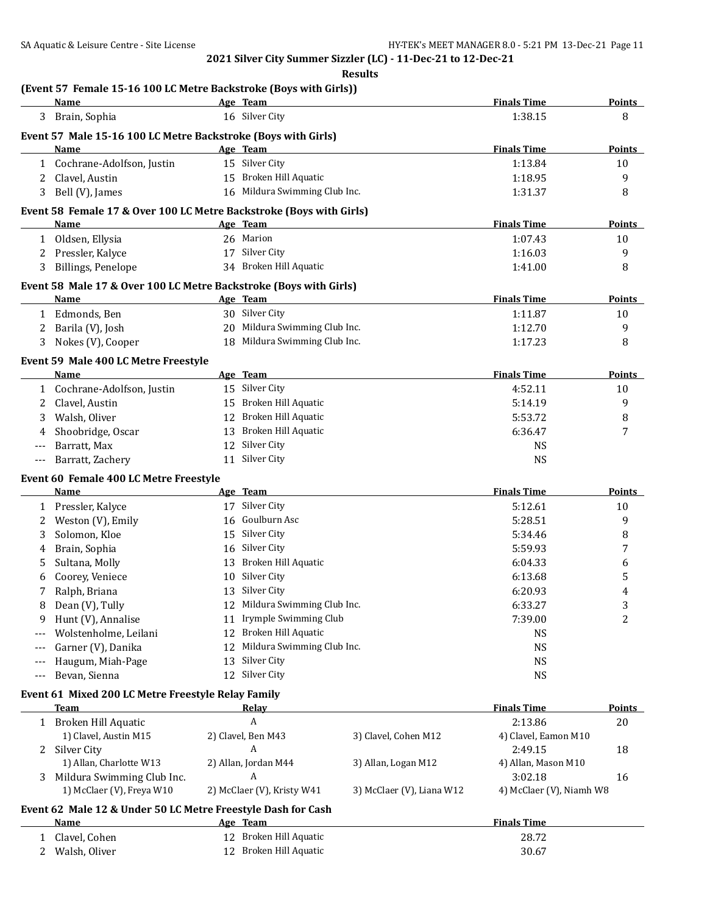**2021 Silver City Summer Sizzler (LC) - 11-Dec-21 to 12-Dec-21**

**Results**

### (Event 57 Female 15-16 100 LC Metre Backstroke (Boys with Girls))

| | Name | Age | Team | Finals Time | Points |
|---|---|---|---|---|---|
| 3 | Brain, Sophia | 16 | Silver City | 1:38.15 | 8 |

### Event 57 Male 15-16 100 LC Metre Backstroke (Boys with Girls)

| | Name | Age | Team | Finals Time | Points |
|---|---|---|---|---|---|
| 1 | Cochrane-Adolfson, Justin | 15 | Silver City | 1:13.84 | 10 |
| 2 | Clavel, Austin | 15 | Broken Hill Aquatic | 1:18.95 | 9 |
| 3 | Bell (V), James | 16 | Mildura Swimming Club Inc. | 1:31.37 | 8 |

### Event 58 Female 17 & Over 100 LC Metre Backstroke (Boys with Girls)

| | Name | Age | Team | Finals Time | Points |
|---|---|---|---|---|---|
| 1 | Oldsen, Ellysia | 26 | Marion | 1:07.43 | 10 |
| 2 | Pressler, Kalyce | 17 | Silver City | 1:16.03 | 9 |
| 3 | Billings, Penelope | 34 | Broken Hill Aquatic | 1:41.00 | 8 |

### Event 58 Male 17 & Over 100 LC Metre Backstroke (Boys with Girls)

| | Name | Age | Team | Finals Time | Points |
|---|---|---|---|---|---|
| 1 | Edmonds, Ben | 30 | Silver City | 1:11.87 | 10 |
| 2 | Barila (V), Josh | 20 | Mildura Swimming Club Inc. | 1:12.70 | 9 |
| 3 | Nokes (V), Cooper | 18 | Mildura Swimming Club Inc. | 1:17.23 | 8 |

### Event 59 Male 400 LC Metre Freestyle

| | Name | Age | Team | Finals Time | Points |
|---|---|---|---|---|---|
| 1 | Cochrane-Adolfson, Justin | 15 | Silver City | 4:52.11 | 10 |
| 2 | Clavel, Austin | 15 | Broken Hill Aquatic | 5:14.19 | 9 |
| 3 | Walsh, Oliver | 12 | Broken Hill Aquatic | 5:53.72 | 8 |
| 4 | Shoobridge, Oscar | 13 | Broken Hill Aquatic | 6:36.47 | 7 |
| --- | Barratt, Max | 12 | Silver City | NS | |
| --- | Barratt, Zachery | 11 | Silver City | NS | |

### Event 60 Female 400 LC Metre Freestyle

| | Name | Age | Team | Finals Time | Points |
|---|---|---|---|---|---|
| 1 | Pressler, Kalyce | 17 | Silver City | 5:12.61 | 10 |
| 2 | Weston (V), Emily | 16 | Goulburn Asc | 5:28.51 | 9 |
| 3 | Solomon, Kloe | 15 | Silver City | 5:34.46 | 8 |
| 4 | Brain, Sophia | 16 | Silver City | 5:59.93 | 7 |
| 5 | Sultana, Molly | 13 | Broken Hill Aquatic | 6:04.33 | 6 |
| 6 | Coorey, Veniece | 10 | Silver City | 6:13.68 | 5 |
| 7 | Ralph, Briana | 13 | Silver City | 6:20.93 | 4 |
| 8 | Dean (V), Tully | 12 | Mildura Swimming Club Inc. | 6:33.27 | 3 |
| 9 | Hunt (V), Annalise | 11 | Irymple Swimming Club | 7:39.00 | 2 |
| --- | Wolstenholme, Leilani | 12 | Broken Hill Aquatic | NS | |
| --- | Garner (V), Danika | 12 | Mildura Swimming Club Inc. | NS | |
| --- | Haugum, Miah-Page | 13 | Silver City | NS | |
| --- | Bevan, Sienna | 12 | Silver City | NS | |

### Event 61 Mixed 200 LC Metre Freestyle Relay Family

| | Team | Relay | | Finals Time | Points |
|---|---|---|---|---|---|
| 1 | Broken Hill Aquatic | A | | 2:13.86 | 20 |
| | 1) Clavel, Austin M15 | 2) Clavel, Ben M43 | 3) Clavel, Cohen M12 | 4) Clavel, Eamon M10 | |
| 2 | Silver City | A | | 2:49.15 | 18 |
| | 1) Allan, Charlotte W13 | 2) Allan, Jordan M44 | 3) Allan, Logan M12 | 4) Allan, Mason M10 | |
| 3 | Mildura Swimming Club Inc. | A | | 3:02.18 | 16 |
| | 1) McClaer (V), Freya W10 | 2) McClaer (V), Kristy W41 | 3) McClaer (V), Liana W12 | 4) McClaer (V), Niamh W8 | |

### Event 62 Male 12 & Under 50 LC Metre Freestyle Dash for Cash

| | Name | Age | Team | Finals Time |
|---|---|---|---|---|
| 1 | Clavel, Cohen | 12 | Broken Hill Aquatic | 28.72 |
| 2 | Walsh, Oliver | 12 | Broken Hill Aquatic | 30.67 |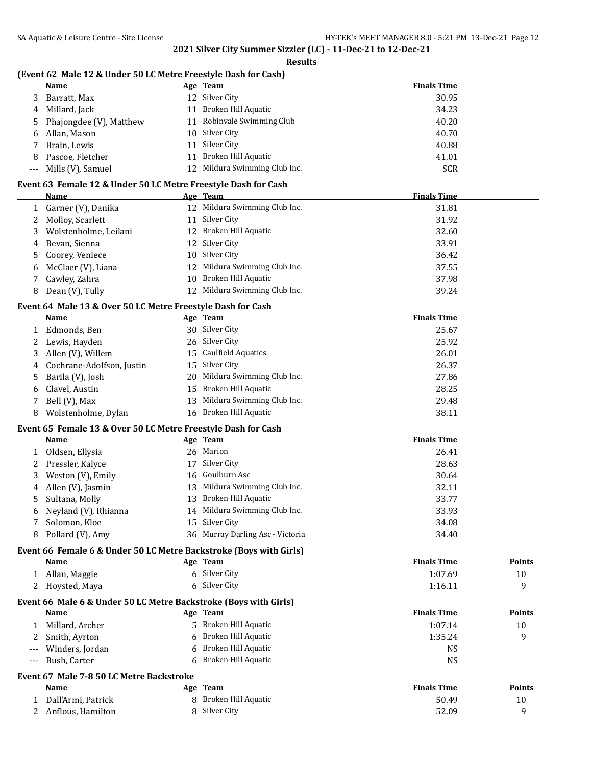**2021 Silver City Summer Sizzler (LC) - 11-Dec-21 to 12-Dec-21**

**Results**

### (Event 62 Male 12 & Under 50 LC Metre Freestyle Dash for Cash)

| | Name | Age | Team | Finals Time |
|---|---|---|---|---|
| 3 | Barratt, Max | 12 | Silver City | 30.95 |
| 4 | Millard, Jack | 11 | Broken Hill Aquatic | 34.23 |
| 5 | Phajongdee (V), Matthew | 11 | Robinvale Swimming Club | 40.20 |
| 6 | Allan, Mason | 10 | Silver City | 40.70 |
| 7 | Brain, Lewis | 11 | Silver City | 40.88 |
| 8 | Pascoe, Fletcher | 11 | Broken Hill Aquatic | 41.01 |
| --- | Mills (V), Samuel | 12 | Mildura Swimming Club Inc. | SCR |

### Event 63 Female 12 & Under 50 LC Metre Freestyle Dash for Cash

| | Name | Age | Team | Finals Time |
|---|---|---|---|---|
| 1 | Garner (V), Danika | 12 | Mildura Swimming Club Inc. | 31.81 |
| 2 | Molloy, Scarlett | 11 | Silver City | 31.92 |
| 3 | Wolstenholme, Leilani | 12 | Broken Hill Aquatic | 32.60 |
| 4 | Bevan, Sienna | 12 | Silver City | 33.91 |
| 5 | Coorey, Veniece | 10 | Silver City | 36.42 |
| 6 | McClaer (V), Liana | 12 | Mildura Swimming Club Inc. | 37.55 |
| 7 | Cawley, Zahra | 10 | Broken Hill Aquatic | 37.98 |
| 8 | Dean (V), Tully | 12 | Mildura Swimming Club Inc. | 39.24 |

### Event 64 Male 13 & Over 50 LC Metre Freestyle Dash for Cash

| | Name | Age | Team | Finals Time |
|---|---|---|---|---|
| 1 | Edmonds, Ben | 30 | Silver City | 25.67 |
| 2 | Lewis, Hayden | 26 | Silver City | 25.92 |
| 3 | Allen (V), Willem | 15 | Caulfield Aquatics | 26.01 |
| 4 | Cochrane-Adolfson, Justin | 15 | Silver City | 26.37 |
| 5 | Barila (V), Josh | 20 | Mildura Swimming Club Inc. | 27.86 |
| 6 | Clavel, Austin | 15 | Broken Hill Aquatic | 28.25 |
| 7 | Bell (V), Max | 13 | Mildura Swimming Club Inc. | 29.48 |
| 8 | Wolstenholme, Dylan | 16 | Broken Hill Aquatic | 38.11 |

### Event 65 Female 13 & Over 50 LC Metre Freestyle Dash for Cash

| | Name | Age | Team | Finals Time |
|---|---|---|---|---|
| 1 | Oldsen, Ellysia | 26 | Marion | 26.41 |
| 2 | Pressler, Kalyce | 17 | Silver City | 28.63 |
| 3 | Weston (V), Emily | 16 | Goulburn Asc | 30.64 |
| 4 | Allen (V), Jasmin | 13 | Mildura Swimming Club Inc. | 32.11 |
| 5 | Sultana, Molly | 13 | Broken Hill Aquatic | 33.77 |
| 6 | Neyland (V), Rhianna | 14 | Mildura Swimming Club Inc. | 33.93 |
| 7 | Solomon, Kloe | 15 | Silver City | 34.08 |
| 8 | Pollard (V), Amy | 36 | Murray Darling Asc - Victoria | 34.40 |

### Event 66 Female 6 & Under 50 LC Metre Backstroke (Boys with Girls)

| | Name | Age | Team | Finals Time | Points |
|---|---|---|---|---|---|
| 1 | Allan, Maggie | 6 | Silver City | 1:07.69 | 10 |
| 2 | Hoysted, Maya | 6 | Silver City | 1:16.11 | 9 |

### Event 66 Male 6 & Under 50 LC Metre Backstroke (Boys with Girls)

| | Name | Age | Team | Finals Time | Points |
|---|---|---|---|---|---|
| 1 | Millard, Archer | 5 | Broken Hill Aquatic | 1:07.14 | 10 |
| 2 | Smith, Ayrton | 6 | Broken Hill Aquatic | 1:35.24 | 9 |
| --- | Winders, Jordan | 6 | Broken Hill Aquatic | NS | |
| --- | Bush, Carter | 6 | Broken Hill Aquatic | NS | |

### Event 67 Male 7-8 50 LC Metre Backstroke

| | Name | Age | Team | Finals Time | Points |
|---|---|---|---|---|---|
| 1 | Dall'Armi, Patrick | 8 | Broken Hill Aquatic | 50.49 | 10 |
| 2 | Anflous, Hamilton | 8 | Silver City | 52.09 | 9 |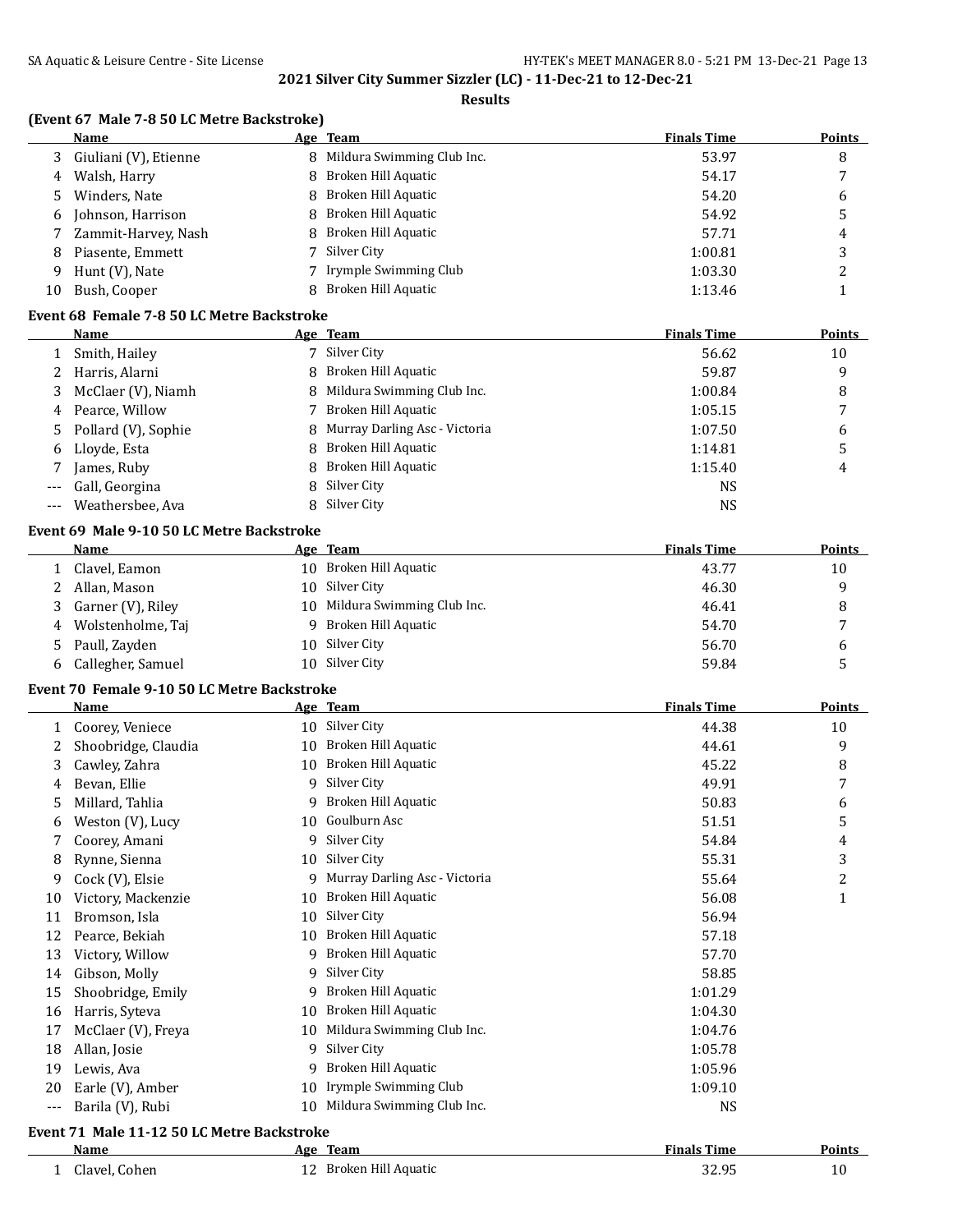## 2021 Silver City Summer Sizzler (LC) - 11-Dec-21 to 12-Dec-21

### Results

### (Event 67 Male 7-8 50 LC Metre Backstroke)

| | Name | Age | Team | Finals Time | Points |
|---|---|---|---|---|---|
| 3 | Giuliani (V), Etienne | 8 | Mildura Swimming Club Inc. | 53.97 | 8 |
| 4 | Walsh, Harry | 8 | Broken Hill Aquatic | 54.17 | 7 |
| 5 | Winders, Nate | 8 | Broken Hill Aquatic | 54.20 | 6 |
| 6 | Johnson, Harrison | 8 | Broken Hill Aquatic | 54.92 | 5 |
| 7 | Zammit-Harvey, Nash | 8 | Broken Hill Aquatic | 57.71 | 4 |
| 8 | Piasente, Emmett | 7 | Silver City | 1:00.81 | 3 |
| 9 | Hunt (V), Nate | 7 | Irymple Swimming Club | 1:03.30 | 2 |
| 10 | Bush, Cooper | 8 | Broken Hill Aquatic | 1:13.46 | 1 |

### Event 68 Female 7-8 50 LC Metre Backstroke

| | Name | Age | Team | Finals Time | Points |
|---|---|---|---|---|---|
| 1 | Smith, Hailey | 7 | Silver City | 56.62 | 10 |
| 2 | Harris, Alarni | 8 | Broken Hill Aquatic | 59.87 | 9 |
| 3 | McClaer (V), Niamh | 8 | Mildura Swimming Club Inc. | 1:00.84 | 8 |
| 4 | Pearce, Willow | 7 | Broken Hill Aquatic | 1:05.15 | 7 |
| 5 | Pollard (V), Sophie | 8 | Murray Darling Asc - Victoria | 1:07.50 | 6 |
| 6 | Lloyde, Esta | 8 | Broken Hill Aquatic | 1:14.81 | 5 |
| 7 | James, Ruby | 8 | Broken Hill Aquatic | 1:15.40 | 4 |
| --- | Gall, Georgina | 8 | Silver City | NS | |
| --- | Weathersbee, Ava | 8 | Silver City | NS | |

### Event 69 Male 9-10 50 LC Metre Backstroke

| | Name | Age | Team | Finals Time | Points |
|---|---|---|---|---|---|
| 1 | Clavel, Eamon | 10 | Broken Hill Aquatic | 43.77 | 10 |
| 2 | Allan, Mason | 10 | Silver City | 46.30 | 9 |
| 3 | Garner (V), Riley | 10 | Mildura Swimming Club Inc. | 46.41 | 8 |
| 4 | Wolstenholme, Taj | 9 | Broken Hill Aquatic | 54.70 | 7 |
| 5 | Paull, Zayden | 10 | Silver City | 56.70 | 6 |
| 6 | Callegher, Samuel | 10 | Silver City | 59.84 | 5 |

### Event 70 Female 9-10 50 LC Metre Backstroke

| | Name | Age | Team | Finals Time | Points |
|---|---|---|---|---|---|
| 1 | Coorey, Veniece | 10 | Silver City | 44.38 | 10 |
| 2 | Shoobridge, Claudia | 10 | Broken Hill Aquatic | 44.61 | 9 |
| 3 | Cawley, Zahra | 10 | Broken Hill Aquatic | 45.22 | 8 |
| 4 | Bevan, Ellie | 9 | Silver City | 49.91 | 7 |
| 5 | Millard, Tahlia | 9 | Broken Hill Aquatic | 50.83 | 6 |
| 6 | Weston (V), Lucy | 10 | Goulburn Asc | 51.51 | 5 |
| 7 | Coorey, Amani | 9 | Silver City | 54.84 | 4 |
| 8 | Rynne, Sienna | 10 | Silver City | 55.31 | 3 |
| 9 | Cock (V), Elsie | 9 | Murray Darling Asc - Victoria | 55.64 | 2 |
| 10 | Victory, Mackenzie | 10 | Broken Hill Aquatic | 56.08 | 1 |
| 11 | Bromson, Isla | 10 | Silver City | 56.94 | |
| 12 | Pearce, Bekiah | 10 | Broken Hill Aquatic | 57.18 | |
| 13 | Victory, Willow | 9 | Broken Hill Aquatic | 57.70 | |
| 14 | Gibson, Molly | 9 | Silver City | 58.85 | |
| 15 | Shoobridge, Emily | 9 | Broken Hill Aquatic | 1:01.29 | |
| 16 | Harris, Syteva | 10 | Broken Hill Aquatic | 1:04.30 | |
| 17 | McClaer (V), Freya | 10 | Mildura Swimming Club Inc. | 1:04.76 | |
| 18 | Allan, Josie | 9 | Silver City | 1:05.78 | |
| 19 | Lewis, Ava | 9 | Broken Hill Aquatic | 1:05.96 | |
| 20 | Earle (V), Amber | 10 | Irymple Swimming Club | 1:09.10 | |
| --- | Barila (V), Rubi | 10 | Mildura Swimming Club Inc. | NS | |

### Event 71 Male 11-12 50 LC Metre Backstroke

| | Name | Age | Team | Finals Time | Points |
|---|---|---|---|---|---|
| 1 | Clavel, Cohen | 12 | Broken Hill Aquatic | 32.95 | 10 |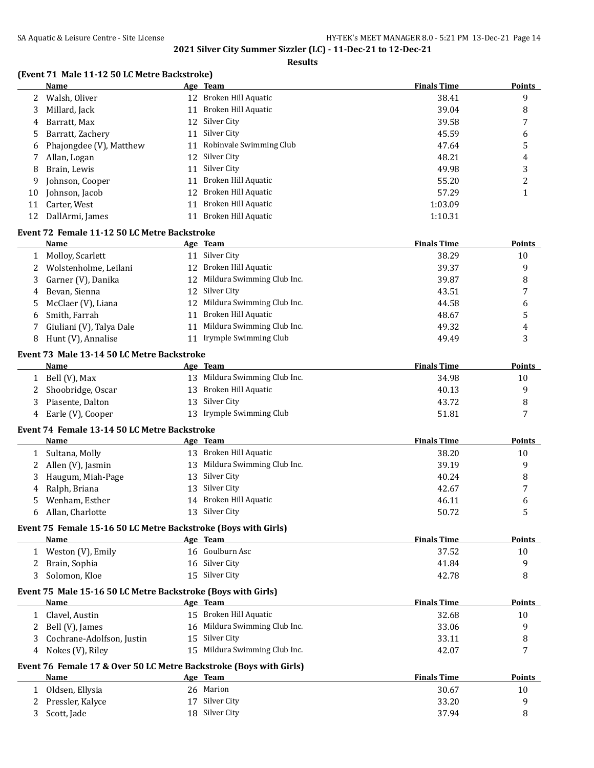**2021 Silver City Summer Sizzler (LC) - 11-Dec-21 to 12-Dec-21**

**Results**

### (Event 71 Male 11-12 50 LC Metre Backstroke)

| | Name | Age | Team | Finals Time | Points |
|---|---|---|---|---|---|
| 2 | Walsh, Oliver | 12 | Broken Hill Aquatic | 38.41 | 9 |
| 3 | Millard, Jack | 11 | Broken Hill Aquatic | 39.04 | 8 |
| 4 | Barratt, Max | 12 | Silver City | 39.58 | 7 |
| 5 | Barratt, Zachery | 11 | Silver City | 45.59 | 6 |
| 6 | Phajongdee (V), Matthew | 11 | Robinvale Swimming Club | 47.64 | 5 |
| 7 | Allan, Logan | 12 | Silver City | 48.21 | 4 |
| 8 | Brain, Lewis | 11 | Silver City | 49.98 | 3 |
| 9 | Johnson, Cooper | 11 | Broken Hill Aquatic | 55.20 | 2 |
| 10 | Johnson, Jacob | 12 | Broken Hill Aquatic | 57.29 | 1 |
| 11 | Carter, West | 11 | Broken Hill Aquatic | 1:03.09 | |
| 12 | DallArmi, James | 11 | Broken Hill Aquatic | 1:10.31 | |

### Event 72 Female 11-12 50 LC Metre Backstroke

| | Name | Age | Team | Finals Time | Points |
|---|---|---|---|---|---|
| 1 | Molloy, Scarlett | 11 | Silver City | 38.29 | 10 |
| 2 | Wolstenholme, Leilani | 12 | Broken Hill Aquatic | 39.37 | 9 |
| 3 | Garner (V), Danika | 12 | Mildura Swimming Club Inc. | 39.87 | 8 |
| 4 | Bevan, Sienna | 12 | Silver City | 43.51 | 7 |
| 5 | McClaer (V), Liana | 12 | Mildura Swimming Club Inc. | 44.58 | 6 |
| 6 | Smith, Farrah | 11 | Broken Hill Aquatic | 48.67 | 5 |
| 7 | Giuliani (V), Talya Dale | 11 | Mildura Swimming Club Inc. | 49.32 | 4 |
| 8 | Hunt (V), Annalise | 11 | Irymple Swimming Club | 49.49 | 3 |

### Event 73 Male 13-14 50 LC Metre Backstroke

| | Name | Age | Team | Finals Time | Points |
|---|---|---|---|---|---|
| 1 | Bell (V), Max | 13 | Mildura Swimming Club Inc. | 34.98 | 10 |
| 2 | Shoobridge, Oscar | 13 | Broken Hill Aquatic | 40.13 | 9 |
| 3 | Piasente, Dalton | 13 | Silver City | 43.72 | 8 |
| 4 | Earle (V), Cooper | 13 | Irymple Swimming Club | 51.81 | 7 |

### Event 74 Female 13-14 50 LC Metre Backstroke

| | Name | Age | Team | Finals Time | Points |
|---|---|---|---|---|---|
| 1 | Sultana, Molly | 13 | Broken Hill Aquatic | 38.20 | 10 |
| 2 | Allen (V), Jasmin | 13 | Mildura Swimming Club Inc. | 39.19 | 9 |
| 3 | Haugum, Miah-Page | 13 | Silver City | 40.24 | 8 |
| 4 | Ralph, Briana | 13 | Silver City | 42.67 | 7 |
| 5 | Wenham, Esther | 14 | Broken Hill Aquatic | 46.11 | 6 |
| 6 | Allan, Charlotte | 13 | Silver City | 50.72 | 5 |

### Event 75 Female 15-16 50 LC Metre Backstroke (Boys with Girls)

| | Name | Age | Team | Finals Time | Points |
|---|---|---|---|---|---|
| 1 | Weston (V), Emily | 16 | Goulburn Asc | 37.52 | 10 |
| 2 | Brain, Sophia | 16 | Silver City | 41.84 | 9 |
| 3 | Solomon, Kloe | 15 | Silver City | 42.78 | 8 |

### Event 75 Male 15-16 50 LC Metre Backstroke (Boys with Girls)

| | Name | Age | Team | Finals Time | Points |
|---|---|---|---|---|---|
| 1 | Clavel, Austin | 15 | Broken Hill Aquatic | 32.68 | 10 |
| 2 | Bell (V), James | 16 | Mildura Swimming Club Inc. | 33.06 | 9 |
| 3 | Cochrane-Adolfson, Justin | 15 | Silver City | 33.11 | 8 |
| 4 | Nokes (V), Riley | 15 | Mildura Swimming Club Inc. | 42.07 | 7 |

### Event 76 Female 17 & Over 50 LC Metre Backstroke (Boys with Girls)

| | Name | Age | Team | Finals Time | Points |
|---|---|---|---|---|---|
| 1 | Oldsen, Ellysia | 26 | Marion | 30.67 | 10 |
| 2 | Pressler, Kalyce | 17 | Silver City | 33.20 | 9 |
| 3 | Scott, Jade | 18 | Silver City | 37.94 | 8 |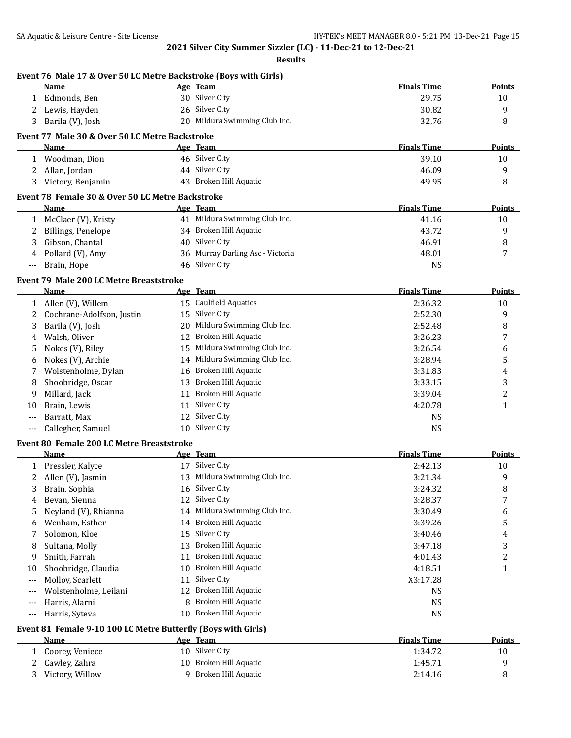**2021 Silver City Summer Sizzler (LC) - 11-Dec-21 to 12-Dec-21**

**Results**

### Event 76 Male 17 & Over 50 LC Metre Backstroke (Boys with Girls)

| | Name | Age | Team | Finals Time | Points |
|---|---|---|---|---|---|
| 1 | Edmonds, Ben | 30 | Silver City | 29.75 | 10 |
| 2 | Lewis, Hayden | 26 | Silver City | 30.82 | 9 |
| 3 | Barila (V), Josh | 20 | Mildura Swimming Club Inc. | 32.76 | 8 |

### Event 77 Male 30 & Over 50 LC Metre Backstroke

| | Name | Age | Team | Finals Time | Points |
|---|---|---|---|---|---|
| 1 | Woodman, Dion | 46 | Silver City | 39.10 | 10 |
| 2 | Allan, Jordan | 44 | Silver City | 46.09 | 9 |
| 3 | Victory, Benjamin | 43 | Broken Hill Aquatic | 49.95 | 8 |

### Event 78 Female 30 & Over 50 LC Metre Backstroke

| | Name | Age | Team | Finals Time | Points |
|---|---|---|---|---|---|
| 1 | McClaer (V), Kristy | 41 | Mildura Swimming Club Inc. | 41.16 | 10 |
| 2 | Billings, Penelope | 34 | Broken Hill Aquatic | 43.72 | 9 |
| 3 | Gibson, Chantal | 40 | Silver City | 46.91 | 8 |
| 4 | Pollard (V), Amy | 36 | Murray Darling Asc - Victoria | 48.01 | 7 |
| --- | Brain, Hope | 46 | Silver City | NS | |

### Event 79 Male 200 LC Metre Breaststroke

| | Name | Age | Team | Finals Time | Points |
|---|---|---|---|---|---|
| 1 | Allen (V), Willem | 15 | Caulfield Aquatics | 2:36.32 | 10 |
| 2 | Cochrane-Adolfson, Justin | 15 | Silver City | 2:52.30 | 9 |
| 3 | Barila (V), Josh | 20 | Mildura Swimming Club Inc. | 2:52.48 | 8 |
| 4 | Walsh, Oliver | 12 | Broken Hill Aquatic | 3:26.23 | 7 |
| 5 | Nokes (V), Riley | 15 | Mildura Swimming Club Inc. | 3:26.54 | 6 |
| 6 | Nokes (V), Archie | 14 | Mildura Swimming Club Inc. | 3:28.94 | 5 |
| 7 | Wolstenholme, Dylan | 16 | Broken Hill Aquatic | 3:31.83 | 4 |
| 8 | Shoobridge, Oscar | 13 | Broken Hill Aquatic | 3:33.15 | 3 |
| 9 | Millard, Jack | 11 | Broken Hill Aquatic | 3:39.04 | 2 |
| 10 | Brain, Lewis | 11 | Silver City | 4:20.78 | 1 |
| --- | Barratt, Max | 12 | Silver City | NS | |
| --- | Callegher, Samuel | 10 | Silver City | NS | |

### Event 80 Female 200 LC Metre Breaststroke

| | Name | Age | Team | Finals Time | Points |
|---|---|---|---|---|---|
| 1 | Pressler, Kalyce | 17 | Silver City | 2:42.13 | 10 |
| 2 | Allen (V), Jasmin | 13 | Mildura Swimming Club Inc. | 3:21.34 | 9 |
| 3 | Brain, Sophia | 16 | Silver City | 3:24.32 | 8 |
| 4 | Bevan, Sienna | 12 | Silver City | 3:28.37 | 7 |
| 5 | Neyland (V), Rhianna | 14 | Mildura Swimming Club Inc. | 3:30.49 | 6 |
| 6 | Wenham, Esther | 14 | Broken Hill Aquatic | 3:39.26 | 5 |
| 7 | Solomon, Kloe | 15 | Silver City | 3:40.46 | 4 |
| 8 | Sultana, Molly | 13 | Broken Hill Aquatic | 3:47.18 | 3 |
| 9 | Smith, Farrah | 11 | Broken Hill Aquatic | 4:01.43 | 2 |
| 10 | Shoobridge, Claudia | 10 | Broken Hill Aquatic | 4:18.51 | 1 |
| --- | Molloy, Scarlett | 11 | Silver City | X3:17.28 | |
| --- | Wolstenholme, Leilani | 12 | Broken Hill Aquatic | NS | |
| --- | Harris, Alarni | 8 | Broken Hill Aquatic | NS | |
| --- | Harris, Syteva | 10 | Broken Hill Aquatic | NS | |

### Event 81 Female 9-10 100 LC Metre Butterfly (Boys with Girls)

| | Name | Age | Team | Finals Time | Points |
|---|---|---|---|---|---|
| 1 | Coorey, Veniece | 10 | Silver City | 1:34.72 | 10 |
| 2 | Cawley, Zahra | 10 | Broken Hill Aquatic | 1:45.71 | 9 |
| 3 | Victory, Willow | 9 | Broken Hill Aquatic | 2:14.16 | 8 |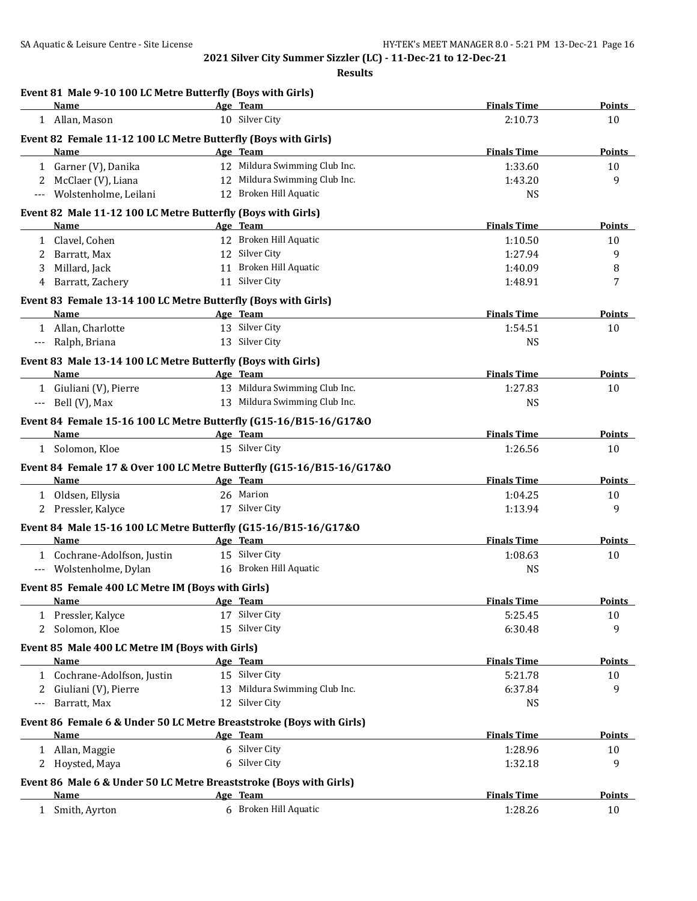**2021 Silver City Summer Sizzler (LC) - 11-Dec-21 to 12-Dec-21**

**Results**

### Event 81 Male 9-10 100 LC Metre Butterfly (Boys with Girls)

| | Name | Age | Team | Finals Time | Points |
|---|---|---|---|---|---|
| 1 | Allan, Mason | 10 | Silver City | 2:10.73 | 10 |

### Event 82 Female 11-12 100 LC Metre Butterfly (Boys with Girls)

| | Name | Age | Team | Finals Time | Points |
|---|---|---|---|---|---|
| 1 | Garner (V), Danika | 12 | Mildura Swimming Club Inc. | 1:33.60 | 10 |
| 2 | McClaer (V), Liana | 12 | Mildura Swimming Club Inc. | 1:43.20 | 9 |
| --- | Wolstenholme, Leilani | 12 | Broken Hill Aquatic | NS | |

### Event 82 Male 11-12 100 LC Metre Butterfly (Boys with Girls)

| | Name | Age | Team | Finals Time | Points |
|---|---|---|---|---|---|
| 1 | Clavel, Cohen | 12 | Broken Hill Aquatic | 1:10.50 | 10 |
| 2 | Barratt, Max | 12 | Silver City | 1:27.94 | 9 |
| 3 | Millard, Jack | 11 | Broken Hill Aquatic | 1:40.09 | 8 |
| 4 | Barratt, Zachery | 11 | Silver City | 1:48.91 | 7 |

### Event 83 Female 13-14 100 LC Metre Butterfly (Boys with Girls)

| | Name | Age | Team | Finals Time | Points |
|---|---|---|---|---|---|
| 1 | Allan, Charlotte | 13 | Silver City | 1:54.51 | 10 |
| --- | Ralph, Briana | 13 | Silver City | NS | |

### Event 83 Male 13-14 100 LC Metre Butterfly (Boys with Girls)

| | Name | Age | Team | Finals Time | Points |
|---|---|---|---|---|---|
| 1 | Giuliani (V), Pierre | 13 | Mildura Swimming Club Inc. | 1:27.83 | 10 |
| --- | Bell (V), Max | 13 | Mildura Swimming Club Inc. | NS | |

### Event 84 Female 15-16 100 LC Metre Butterfly (G15-16/B15-16/G17&O

| | Name | Age | Team | Finals Time | Points |
|---|---|---|---|---|---|
| 1 | Solomon, Kloe | 15 | Silver City | 1:26.56 | 10 |

### Event 84 Female 17 & Over 100 LC Metre Butterfly (G15-16/B15-16/G17&O

| | Name | Age | Team | Finals Time | Points |
|---|---|---|---|---|---|
| 1 | Oldsen, Ellysia | 26 | Marion | 1:04.25 | 10 |
| 2 | Pressler, Kalyce | 17 | Silver City | 1:13.94 | 9 |

### Event 84 Male 15-16 100 LC Metre Butterfly (G15-16/B15-16/G17&O

| | Name | Age | Team | Finals Time | Points |
|---|---|---|---|---|---|
| 1 | Cochrane-Adolfson, Justin | 15 | Silver City | 1:08.63 | 10 |
| --- | Wolstenholme, Dylan | 16 | Broken Hill Aquatic | NS | |

### Event 85 Female 400 LC Metre IM (Boys with Girls)

| | Name | Age | Team | Finals Time | Points |
|---|---|---|---|---|---|
| 1 | Pressler, Kalyce | 17 | Silver City | 5:25.45 | 10 |
| 2 | Solomon, Kloe | 15 | Silver City | 6:30.48 | 9 |

### Event 85 Male 400 LC Metre IM (Boys with Girls)

| | Name | Age | Team | Finals Time | Points |
|---|---|---|---|---|---|
| 1 | Cochrane-Adolfson, Justin | 15 | Silver City | 5:21.78 | 10 |
| 2 | Giuliani (V), Pierre | 13 | Mildura Swimming Club Inc. | 6:37.84 | 9 |
| --- | Barratt, Max | 12 | Silver City | NS | |

### Event 86 Female 6 & Under 50 LC Metre Breaststroke (Boys with Girls)

| | Name | Age | Team | Finals Time | Points |
|---|---|---|---|---|---|
| 1 | Allan, Maggie | 6 | Silver City | 1:28.96 | 10 |
| 2 | Hoysted, Maya | 6 | Silver City | 1:32.18 | 9 |

### Event 86 Male 6 & Under 50 LC Metre Breaststroke (Boys with Girls)

| | Name | Age | Team | Finals Time | Points |
|---|---|---|---|---|---|
| 1 | Smith, Ayrton | 6 | Broken Hill Aquatic | 1:28.26 | 10 |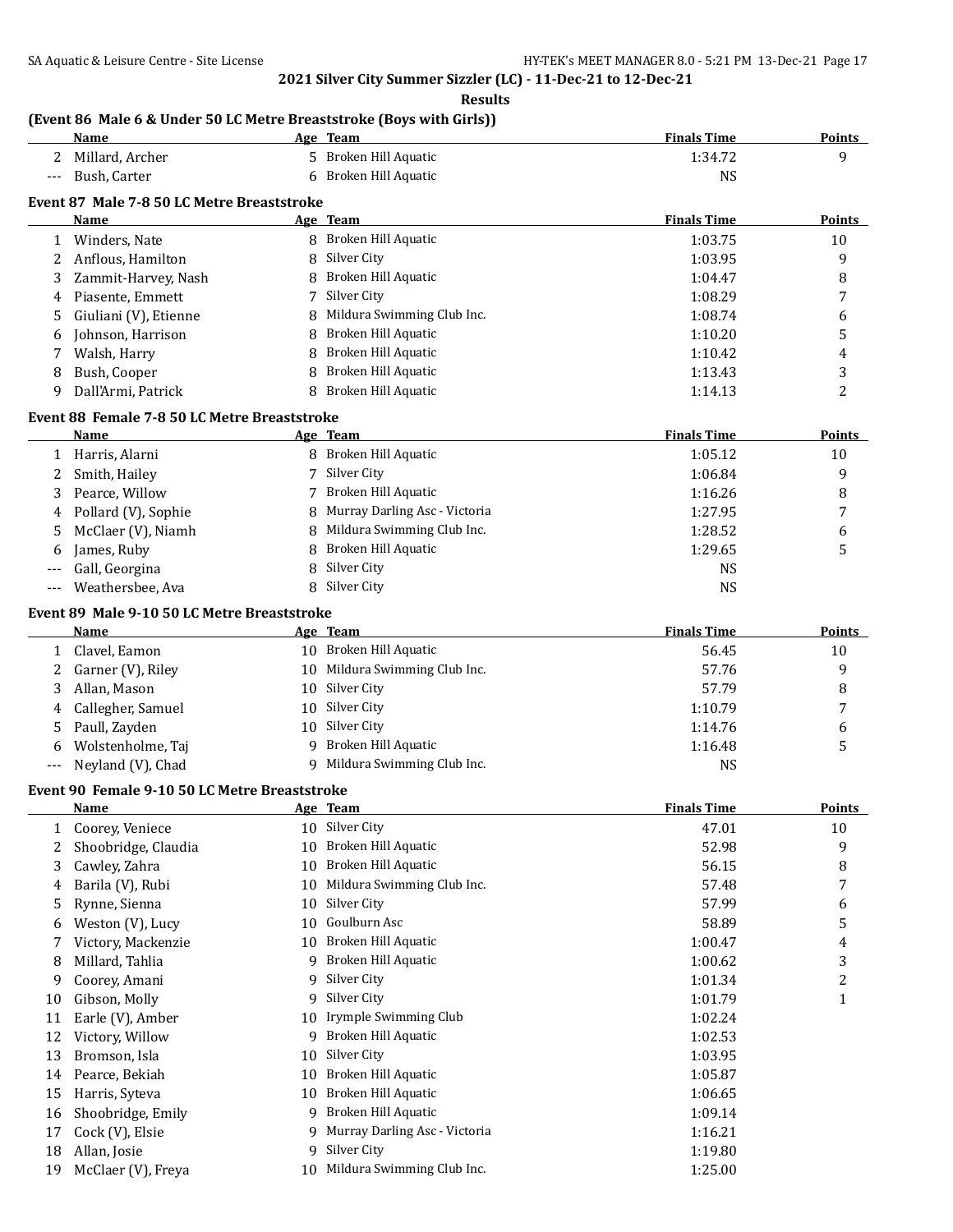**2021 Silver City Summer Sizzler (LC) - 11-Dec-21 to 12-Dec-21**

**Results**

### (Event 86 Male 6 & Under 50 LC Metre Breaststroke (Boys with Girls))

| | Name | Age | Team | Finals Time | Points |
|---|---|---|---|---|---|
| 2 | Millard, Archer | 5 | Broken Hill Aquatic | 1:34.72 | 9 |
| --- | Bush, Carter | 6 | Broken Hill Aquatic | NS | |

### Event 87 Male 7-8 50 LC Metre Breaststroke

| | Name | Age | Team | Finals Time | Points |
|---|---|---|---|---|---|
| 1 | Winders, Nate | 8 | Broken Hill Aquatic | 1:03.75 | 10 |
| 2 | Anflous, Hamilton | 8 | Silver City | 1:03.95 | 9 |
| 3 | Zammit-Harvey, Nash | 8 | Broken Hill Aquatic | 1:04.47 | 8 |
| 4 | Piasente, Emmett | 7 | Silver City | 1:08.29 | 7 |
| 5 | Giuliani (V), Etienne | 8 | Mildura Swimming Club Inc. | 1:08.74 | 6 |
| 6 | Johnson, Harrison | 8 | Broken Hill Aquatic | 1:10.20 | 5 |
| 7 | Walsh, Harry | 8 | Broken Hill Aquatic | 1:10.42 | 4 |
| 8 | Bush, Cooper | 8 | Broken Hill Aquatic | 1:13.43 | 3 |
| 9 | Dall'Armi, Patrick | 8 | Broken Hill Aquatic | 1:14.13 | 2 |

### Event 88 Female 7-8 50 LC Metre Breaststroke

| | Name | Age | Team | Finals Time | Points |
|---|---|---|---|---|---|
| 1 | Harris, Alarni | 8 | Broken Hill Aquatic | 1:05.12 | 10 |
| 2 | Smith, Hailey | 7 | Silver City | 1:06.84 | 9 |
| 3 | Pearce, Willow | 7 | Broken Hill Aquatic | 1:16.26 | 8 |
| 4 | Pollard (V), Sophie | 8 | Murray Darling Asc - Victoria | 1:27.95 | 7 |
| 5 | McClaer (V), Niamh | 8 | Mildura Swimming Club Inc. | 1:28.52 | 6 |
| 6 | James, Ruby | 8 | Broken Hill Aquatic | 1:29.65 | 5 |
| --- | Gall, Georgina | 8 | Silver City | NS | |
| --- | Weathersbee, Ava | 8 | Silver City | NS | |

### Event 89 Male 9-10 50 LC Metre Breaststroke

| | Name | Age | Team | Finals Time | Points |
|---|---|---|---|---|---|
| 1 | Clavel, Eamon | 10 | Broken Hill Aquatic | 56.45 | 10 |
| 2 | Garner (V), Riley | 10 | Mildura Swimming Club Inc. | 57.76 | 9 |
| 3 | Allan, Mason | 10 | Silver City | 57.79 | 8 |
| 4 | Callegher, Samuel | 10 | Silver City | 1:10.79 | 7 |
| 5 | Paull, Zayden | 10 | Silver City | 1:14.76 | 6 |
| 6 | Wolstenholme, Taj | 9 | Broken Hill Aquatic | 1:16.48 | 5 |
| --- | Neyland (V), Chad | 9 | Mildura Swimming Club Inc. | NS | |

### Event 90 Female 9-10 50 LC Metre Breaststroke

| | Name | Age | Team | Finals Time | Points |
|---|---|---|---|---|---|
| 1 | Coorey, Veniece | 10 | Silver City | 47.01 | 10 |
| 2 | Shoobridge, Claudia | 10 | Broken Hill Aquatic | 52.98 | 9 |
| 3 | Cawley, Zahra | 10 | Broken Hill Aquatic | 56.15 | 8 |
| 4 | Barila (V), Rubi | 10 | Mildura Swimming Club Inc. | 57.48 | 7 |
| 5 | Rynne, Sienna | 10 | Silver City | 57.99 | 6 |
| 6 | Weston (V), Lucy | 10 | Goulburn Asc | 58.89 | 5 |
| 7 | Victory, Mackenzie | 10 | Broken Hill Aquatic | 1:00.47 | 4 |
| 8 | Millard, Tahlia | 9 | Broken Hill Aquatic | 1:00.62 | 3 |
| 9 | Coorey, Amani | 9 | Silver City | 1:01.34 | 2 |
| 10 | Gibson, Molly | 9 | Silver City | 1:01.79 | 1 |
| 11 | Earle (V), Amber | 10 | Irymple Swimming Club | 1:02.24 | |
| 12 | Victory, Willow | 9 | Broken Hill Aquatic | 1:02.53 | |
| 13 | Bromson, Isla | 10 | Silver City | 1:03.95 | |
| 14 | Pearce, Bekiah | 10 | Broken Hill Aquatic | 1:05.87 | |
| 15 | Harris, Syteva | 10 | Broken Hill Aquatic | 1:06.65 | |
| 16 | Shoobridge, Emily | 9 | Broken Hill Aquatic | 1:09.14 | |
| 17 | Cock (V), Elsie | 9 | Murray Darling Asc - Victoria | 1:16.21 | |
| 18 | Allan, Josie | 9 | Silver City | 1:19.80 | |
| 19 | McClaer (V), Freya | 10 | Mildura Swimming Club Inc. | 1:25.00 | |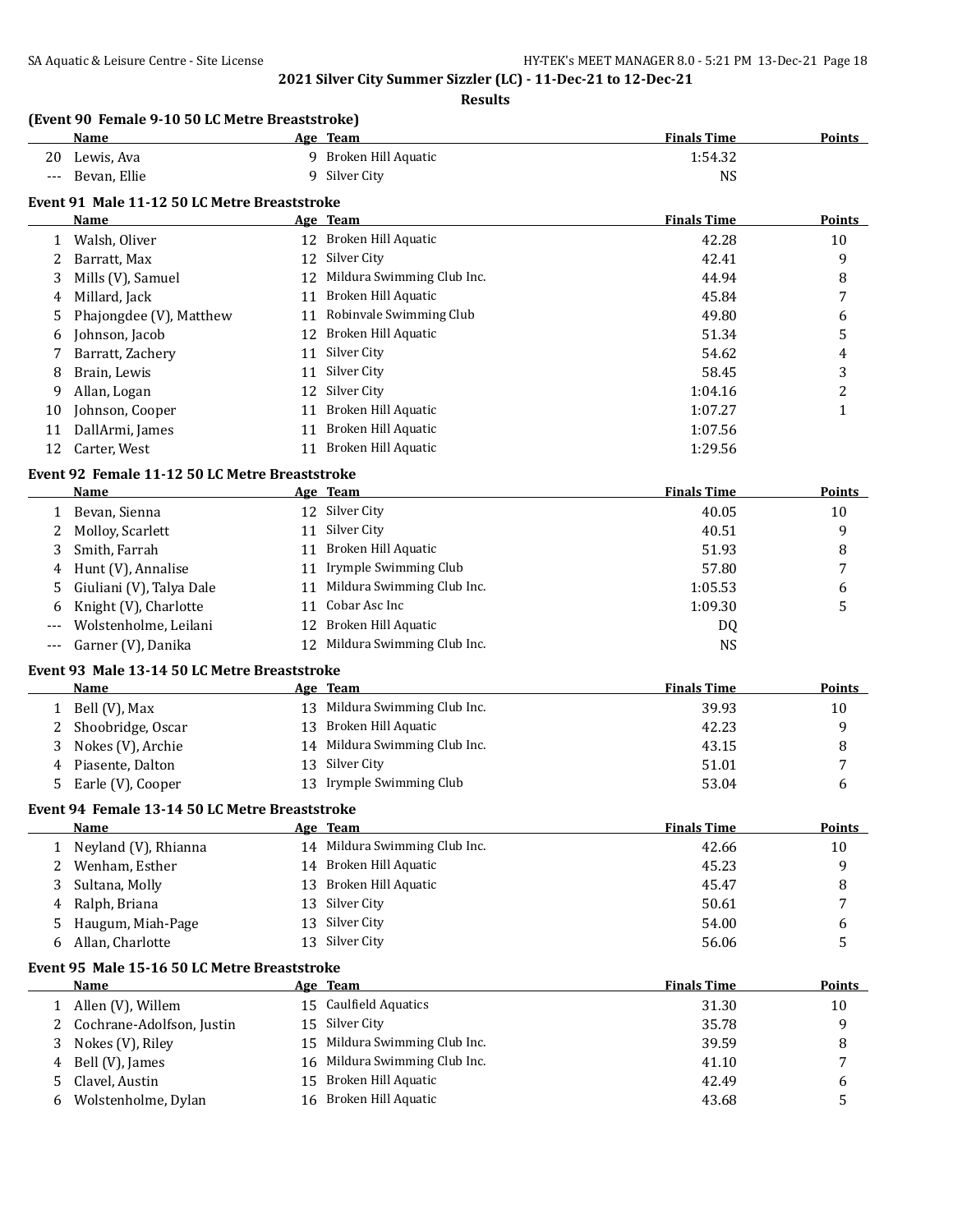## 2021 Silver City Summer Sizzler (LC) - 11-Dec-21 to 12-Dec-21

### Results

#### (Event 90 Female 9-10 50 LC Metre Breaststroke)

| | Name | Age | Team | Finals Time | Points |
|---|---|---|---|---|---|
| 20 | Lewis, Ava | 9 | Broken Hill Aquatic | 1:54.32 | |
| --- | Bevan, Ellie | 9 | Silver City | NS | |

#### Event 91 Male 11-12 50 LC Metre Breaststroke

| | Name | Age | Team | Finals Time | Points |
|---|---|---|---|---|---|
| 1 | Walsh, Oliver | 12 | Broken Hill Aquatic | 42.28 | 10 |
| 2 | Barratt, Max | 12 | Silver City | 42.41 | 9 |
| 3 | Mills (V), Samuel | 12 | Mildura Swimming Club Inc. | 44.94 | 8 |
| 4 | Millard, Jack | 11 | Broken Hill Aquatic | 45.84 | 7 |
| 5 | Phajongdee (V), Matthew | 11 | Robinvale Swimming Club | 49.80 | 6 |
| 6 | Johnson, Jacob | 12 | Broken Hill Aquatic | 51.34 | 5 |
| 7 | Barratt, Zachery | 11 | Silver City | 54.62 | 4 |
| 8 | Brain, Lewis | 11 | Silver City | 58.45 | 3 |
| 9 | Allan, Logan | 12 | Silver City | 1:04.16 | 2 |
| 10 | Johnson, Cooper | 11 | Broken Hill Aquatic | 1:07.27 | 1 |
| 11 | DallArmi, James | 11 | Broken Hill Aquatic | 1:07.56 | |
| 12 | Carter, West | 11 | Broken Hill Aquatic | 1:29.56 | |

#### Event 92 Female 11-12 50 LC Metre Breaststroke

| | Name | Age | Team | Finals Time | Points |
|---|---|---|---|---|---|
| 1 | Bevan, Sienna | 12 | Silver City | 40.05 | 10 |
| 2 | Molloy, Scarlett | 11 | Silver City | 40.51 | 9 |
| 3 | Smith, Farrah | 11 | Broken Hill Aquatic | 51.93 | 8 |
| 4 | Hunt (V), Annalise | 11 | Irymple Swimming Club | 57.80 | 7 |
| 5 | Giuliani (V), Talya Dale | 11 | Mildura Swimming Club Inc. | 1:05.53 | 6 |
| 6 | Knight (V), Charlotte | 11 | Cobar Asc Inc | 1:09.30 | 5 |
| --- | Wolstenholme, Leilani | 12 | Broken Hill Aquatic | DQ | |
| --- | Garner (V), Danika | 12 | Mildura Swimming Club Inc. | NS | |

#### Event 93 Male 13-14 50 LC Metre Breaststroke

| | Name | Age | Team | Finals Time | Points |
|---|---|---|---|---|---|
| 1 | Bell (V), Max | 13 | Mildura Swimming Club Inc. | 39.93 | 10 |
| 2 | Shoobridge, Oscar | 13 | Broken Hill Aquatic | 42.23 | 9 |
| 3 | Nokes (V), Archie | 14 | Mildura Swimming Club Inc. | 43.15 | 8 |
| 4 | Piasente, Dalton | 13 | Silver City | 51.01 | 7 |
| 5 | Earle (V), Cooper | 13 | Irymple Swimming Club | 53.04 | 6 |

#### Event 94 Female 13-14 50 LC Metre Breaststroke

| | Name | Age | Team | Finals Time | Points |
|---|---|---|---|---|---|
| 1 | Neyland (V), Rhianna | 14 | Mildura Swimming Club Inc. | 42.66 | 10 |
| 2 | Wenham, Esther | 14 | Broken Hill Aquatic | 45.23 | 9 |
| 3 | Sultana, Molly | 13 | Broken Hill Aquatic | 45.47 | 8 |
| 4 | Ralph, Briana | 13 | Silver City | 50.61 | 7 |
| 5 | Haugum, Miah-Page | 13 | Silver City | 54.00 | 6 |
| 6 | Allan, Charlotte | 13 | Silver City | 56.06 | 5 |

#### Event 95 Male 15-16 50 LC Metre Breaststroke

| | Name | Age | Team | Finals Time | Points |
|---|---|---|---|---|---|
| 1 | Allen (V), Willem | 15 | Caulfield Aquatics | 31.30 | 10 |
| 2 | Cochrane-Adolfson, Justin | 15 | Silver City | 35.78 | 9 |
| 3 | Nokes (V), Riley | 15 | Mildura Swimming Club Inc. | 39.59 | 8 |
| 4 | Bell (V), James | 16 | Mildura Swimming Club Inc. | 41.10 | 7 |
| 5 | Clavel, Austin | 15 | Broken Hill Aquatic | 42.49 | 6 |
| 6 | Wolstenholme, Dylan | 16 | Broken Hill Aquatic | 43.68 | 5 |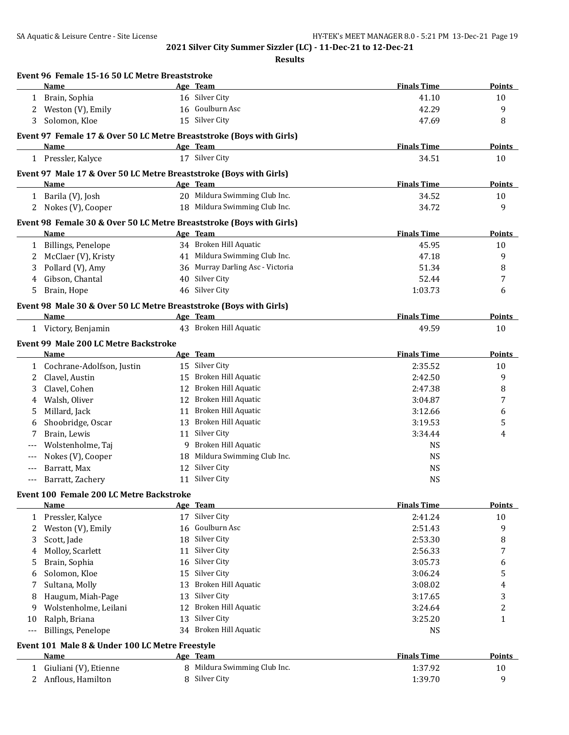**2021 Silver City Summer Sizzler (LC) - 11-Dec-21 to 12-Dec-21**

**Results**

### Event 96 Female 15-16 50 LC Metre Breaststroke

| | Name | Age | Team | Finals Time | Points |
|---|---|---|---|---|---|
| 1 | Brain, Sophia | 16 | Silver City | 41.10 | 10 |
| 2 | Weston (V), Emily | 16 | Goulburn Asc | 42.29 | 9 |
| 3 | Solomon, Kloe | 15 | Silver City | 47.69 | 8 |

### Event 97 Female 17 & Over 50 LC Metre Breaststroke (Boys with Girls)

| | Name | Age | Team | Finals Time | Points |
|---|---|---|---|---|---|
| 1 | Pressler, Kalyce | 17 | Silver City | 34.51 | 10 |

### Event 97 Male 17 & Over 50 LC Metre Breaststroke (Boys with Girls)

| | Name | Age | Team | Finals Time | Points |
|---|---|---|---|---|---|
| 1 | Barila (V), Josh | 20 | Mildura Swimming Club Inc. | 34.52 | 10 |
| 2 | Nokes (V), Cooper | 18 | Mildura Swimming Club Inc. | 34.72 | 9 |

### Event 98 Female 30 & Over 50 LC Metre Breaststroke (Boys with Girls)

| | Name | Age | Team | Finals Time | Points |
|---|---|---|---|---|---|
| 1 | Billings, Penelope | 34 | Broken Hill Aquatic | 45.95 | 10 |
| 2 | McClaer (V), Kristy | 41 | Mildura Swimming Club Inc. | 47.18 | 9 |
| 3 | Pollard (V), Amy | 36 | Murray Darling Asc - Victoria | 51.34 | 8 |
| 4 | Gibson, Chantal | 40 | Silver City | 52.44 | 7 |
| 5 | Brain, Hope | 46 | Silver City | 1:03.73 | 6 |

### Event 98 Male 30 & Over 50 LC Metre Breaststroke (Boys with Girls)

| | Name | Age | Team | Finals Time | Points |
|---|---|---|---|---|---|
| 1 | Victory, Benjamin | 43 | Broken Hill Aquatic | 49.59 | 10 |

### Event 99 Male 200 LC Metre Backstroke

| | Name | Age | Team | Finals Time | Points |
|---|---|---|---|---|---|
| 1 | Cochrane-Adolfson, Justin | 15 | Silver City | 2:35.52 | 10 |
| 2 | Clavel, Austin | 15 | Broken Hill Aquatic | 2:42.50 | 9 |
| 3 | Clavel, Cohen | 12 | Broken Hill Aquatic | 2:47.38 | 8 |
| 4 | Walsh, Oliver | 12 | Broken Hill Aquatic | 3:04.87 | 7 |
| 5 | Millard, Jack | 11 | Broken Hill Aquatic | 3:12.66 | 6 |
| 6 | Shoobridge, Oscar | 13 | Broken Hill Aquatic | 3:19.53 | 5 |
| 7 | Brain, Lewis | 11 | Silver City | 3:34.44 | 4 |
| --- | Wolstenholme, Taj | 9 | Broken Hill Aquatic | NS | |
| --- | Nokes (V), Cooper | 18 | Mildura Swimming Club Inc. | NS | |
| --- | Barratt, Max | 12 | Silver City | NS | |
| --- | Barratt, Zachery | 11 | Silver City | NS | |

### Event 100 Female 200 LC Metre Backstroke

| | Name | Age | Team | Finals Time | Points |
|---|---|---|---|---|---|
| 1 | Pressler, Kalyce | 17 | Silver City | 2:41.24 | 10 |
| 2 | Weston (V), Emily | 16 | Goulburn Asc | 2:51.43 | 9 |
| 3 | Scott, Jade | 18 | Silver City | 2:53.30 | 8 |
| 4 | Molloy, Scarlett | 11 | Silver City | 2:56.33 | 7 |
| 5 | Brain, Sophia | 16 | Silver City | 3:05.73 | 6 |
| 6 | Solomon, Kloe | 15 | Silver City | 3:06.24 | 5 |
| 7 | Sultana, Molly | 13 | Broken Hill Aquatic | 3:08.02 | 4 |
| 8 | Haugum, Miah-Page | 13 | Silver City | 3:17.65 | 3 |
| 9 | Wolstenholme, Leilani | 12 | Broken Hill Aquatic | 3:24.64 | 2 |
| 10 | Ralph, Briana | 13 | Silver City | 3:25.20 | 1 |
| --- | Billings, Penelope | 34 | Broken Hill Aquatic | NS | |

### Event 101 Male 8 & Under 100 LC Metre Freestyle

| | Name | Age | Team | Finals Time | Points |
|---|---|---|---|---|---|
| 1 | Giuliani (V), Etienne | 8 | Mildura Swimming Club Inc. | 1:37.92 | 10 |
| 2 | Anflous, Hamilton | 8 | Silver City | 1:39.70 | 9 |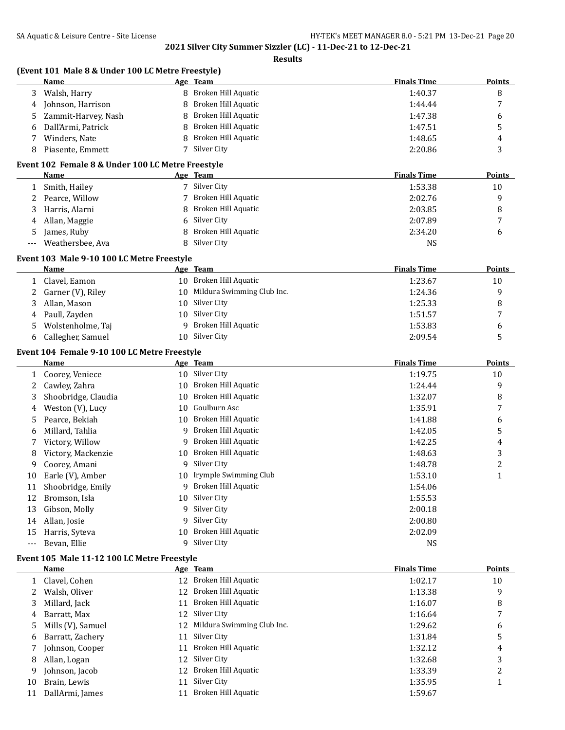## 2021 Silver City Summer Sizzler (LC) - 11-Dec-21 to 12-Dec-21

### Results

### (Event 101 Male 8 & Under 100 LC Metre Freestyle)

| | Name | Age | Team | Finals Time | Points |
|---|---|---|---|---|---|
| 3 | Walsh, Harry | 8 | Broken Hill Aquatic | 1:40.37 | 8 |
| 4 | Johnson, Harrison | 8 | Broken Hill Aquatic | 1:44.44 | 7 |
| 5 | Zammit-Harvey, Nash | 8 | Broken Hill Aquatic | 1:47.38 | 6 |
| 6 | Dall'Armi, Patrick | 8 | Broken Hill Aquatic | 1:47.51 | 5 |
| 7 | Winders, Nate | 8 | Broken Hill Aquatic | 1:48.65 | 4 |
| 8 | Piasente, Emmett | 7 | Silver City | 2:20.86 | 3 |

### Event 102 Female 8 & Under 100 LC Metre Freestyle

| | Name | Age | Team | Finals Time | Points |
|---|---|---|---|---|---|
| 1 | Smith, Hailey | 7 | Silver City | 1:53.38 | 10 |
| 2 | Pearce, Willow | 7 | Broken Hill Aquatic | 2:02.76 | 9 |
| 3 | Harris, Alarni | 8 | Broken Hill Aquatic | 2:03.85 | 8 |
| 4 | Allan, Maggie | 6 | Silver City | 2:07.89 | 7 |
| 5 | James, Ruby | 8 | Broken Hill Aquatic | 2:34.20 | 6 |
| --- | Weathersbee, Ava | 8 | Silver City | NS | |

### Event 103 Male 9-10 100 LC Metre Freestyle

| | Name | Age | Team | Finals Time | Points |
|---|---|---|---|---|---|
| 1 | Clavel, Eamon | 10 | Broken Hill Aquatic | 1:23.67 | 10 |
| 2 | Garner (V), Riley | 10 | Mildura Swimming Club Inc. | 1:24.36 | 9 |
| 3 | Allan, Mason | 10 | Silver City | 1:25.33 | 8 |
| 4 | Paull, Zayden | 10 | Silver City | 1:51.57 | 7 |
| 5 | Wolstenholme, Taj | 9 | Broken Hill Aquatic | 1:53.83 | 6 |
| 6 | Callegher, Samuel | 10 | Silver City | 2:09.54 | 5 |

### Event 104 Female 9-10 100 LC Metre Freestyle

| | Name | Age | Team | Finals Time | Points |
|---|---|---|---|---|---|
| 1 | Coorey, Veniece | 10 | Silver City | 1:19.75 | 10 |
| 2 | Cawley, Zahra | 10 | Broken Hill Aquatic | 1:24.44 | 9 |
| 3 | Shoobridge, Claudia | 10 | Broken Hill Aquatic | 1:32.07 | 8 |
| 4 | Weston (V), Lucy | 10 | Goulburn Asc | 1:35.91 | 7 |
| 5 | Pearce, Bekiah | 10 | Broken Hill Aquatic | 1:41.88 | 6 |
| 6 | Millard, Tahlia | 9 | Broken Hill Aquatic | 1:42.05 | 5 |
| 7 | Victory, Willow | 9 | Broken Hill Aquatic | 1:42.25 | 4 |
| 8 | Victory, Mackenzie | 10 | Broken Hill Aquatic | 1:48.63 | 3 |
| 9 | Coorey, Amani | 9 | Silver City | 1:48.78 | 2 |
| 10 | Earle (V), Amber | 10 | Irymple Swimming Club | 1:53.10 | 1 |
| 11 | Shoobridge, Emily | 9 | Broken Hill Aquatic | 1:54.06 | |
| 12 | Bromson, Isla | 10 | Silver City | 1:55.53 | |
| 13 | Gibson, Molly | 9 | Silver City | 2:00.18 | |
| 14 | Allan, Josie | 9 | Silver City | 2:00.80 | |
| 15 | Harris, Syteva | 10 | Broken Hill Aquatic | 2:02.09 | |
| --- | Bevan, Ellie | 9 | Silver City | NS | |

### Event 105 Male 11-12 100 LC Metre Freestyle

| | Name | Age | Team | Finals Time | Points |
|---|---|---|---|---|---|
| 1 | Clavel, Cohen | 12 | Broken Hill Aquatic | 1:02.17 | 10 |
| 2 | Walsh, Oliver | 12 | Broken Hill Aquatic | 1:13.38 | 9 |
| 3 | Millard, Jack | 11 | Broken Hill Aquatic | 1:16.07 | 8 |
| 4 | Barratt, Max | 12 | Silver City | 1:16.64 | 7 |
| 5 | Mills (V), Samuel | 12 | Mildura Swimming Club Inc. | 1:29.62 | 6 |
| 6 | Barratt, Zachery | 11 | Silver City | 1:31.84 | 5 |
| 7 | Johnson, Cooper | 11 | Broken Hill Aquatic | 1:32.12 | 4 |
| 8 | Allan, Logan | 12 | Silver City | 1:32.68 | 3 |
| 9 | Johnson, Jacob | 12 | Broken Hill Aquatic | 1:33.39 | 2 |
| 10 | Brain, Lewis | 11 | Silver City | 1:35.95 | 1 |
| 11 | DallArmi, James | 11 | Broken Hill Aquatic | 1:59.67 | |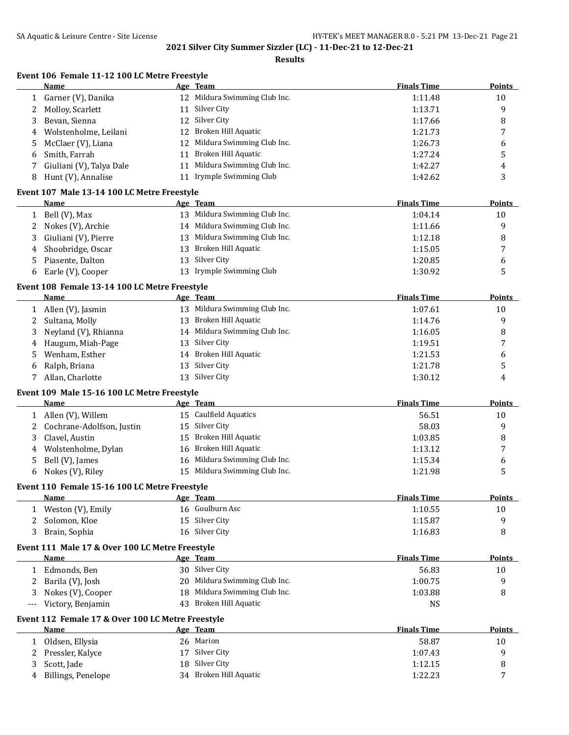**2021 Silver City Summer Sizzler (LC) - 11-Dec-21 to 12-Dec-21**

**Results**

### Event 106 Female 11-12 100 LC Metre Freestyle

| | Name | Age | Team | Finals Time | Points |
|---|---|---|---|---|---|
| 1 | Garner (V), Danika | 12 | Mildura Swimming Club Inc. | 1:11.48 | 10 |
| 2 | Molloy, Scarlett | 11 | Silver City | 1:13.71 | 9 |
| 3 | Bevan, Sienna | 12 | Silver City | 1:17.66 | 8 |
| 4 | Wolstenholme, Leilani | 12 | Broken Hill Aquatic | 1:21.73 | 7 |
| 5 | McClaer (V), Liana | 12 | Mildura Swimming Club Inc. | 1:26.73 | 6 |
| 6 | Smith, Farrah | 11 | Broken Hill Aquatic | 1:27.24 | 5 |
| 7 | Giuliani (V), Talya Dale | 11 | Mildura Swimming Club Inc. | 1:42.27 | 4 |
| 8 | Hunt (V), Annalise | 11 | Irymple Swimming Club | 1:42.62 | 3 |

### Event 107 Male 13-14 100 LC Metre Freestyle

| | Name | Age | Team | Finals Time | Points |
|---|---|---|---|---|---|
| 1 | Bell (V), Max | 13 | Mildura Swimming Club Inc. | 1:04.14 | 10 |
| 2 | Nokes (V), Archie | 14 | Mildura Swimming Club Inc. | 1:11.66 | 9 |
| 3 | Giuliani (V), Pierre | 13 | Mildura Swimming Club Inc. | 1:12.18 | 8 |
| 4 | Shoobridge, Oscar | 13 | Broken Hill Aquatic | 1:15.05 | 7 |
| 5 | Piasente, Dalton | 13 | Silver City | 1:20.85 | 6 |
| 6 | Earle (V), Cooper | 13 | Irymple Swimming Club | 1:30.92 | 5 |

### Event 108 Female 13-14 100 LC Metre Freestyle

| | Name | Age | Team | Finals Time | Points |
|---|---|---|---|---|---|
| 1 | Allen (V), Jasmin | 13 | Mildura Swimming Club Inc. | 1:07.61 | 10 |
| 2 | Sultana, Molly | 13 | Broken Hill Aquatic | 1:14.76 | 9 |
| 3 | Neyland (V), Rhianna | 14 | Mildura Swimming Club Inc. | 1:16.05 | 8 |
| 4 | Haugum, Miah-Page | 13 | Silver City | 1:19.51 | 7 |
| 5 | Wenham, Esther | 14 | Broken Hill Aquatic | 1:21.53 | 6 |
| 6 | Ralph, Briana | 13 | Silver City | 1:21.78 | 5 |
| 7 | Allan, Charlotte | 13 | Silver City | 1:30.12 | 4 |

### Event 109 Male 15-16 100 LC Metre Freestyle

| | Name | Age | Team | Finals Time | Points |
|---|---|---|---|---|---|
| 1 | Allen (V), Willem | 15 | Caulfield Aquatics | 56.51 | 10 |
| 2 | Cochrane-Adolfson, Justin | 15 | Silver City | 58.03 | 9 |
| 3 | Clavel, Austin | 15 | Broken Hill Aquatic | 1:03.85 | 8 |
| 4 | Wolstenholme, Dylan | 16 | Broken Hill Aquatic | 1:13.12 | 7 |
| 5 | Bell (V), James | 16 | Mildura Swimming Club Inc. | 1:15.34 | 6 |
| 6 | Nokes (V), Riley | 15 | Mildura Swimming Club Inc. | 1:21.98 | 5 |

### Event 110 Female 15-16 100 LC Metre Freestyle

| | Name | Age | Team | Finals Time | Points |
|---|---|---|---|---|---|
| 1 | Weston (V), Emily | 16 | Goulburn Asc | 1:10.55 | 10 |
| 2 | Solomon, Kloe | 15 | Silver City | 1:15.87 | 9 |
| 3 | Brain, Sophia | 16 | Silver City | 1:16.83 | 8 |

### Event 111 Male 17 & Over 100 LC Metre Freestyle

| | Name | Age | Team | Finals Time | Points |
|---|---|---|---|---|---|
| 1 | Edmonds, Ben | 30 | Silver City | 56.83 | 10 |
| 2 | Barila (V), Josh | 20 | Mildura Swimming Club Inc. | 1:00.75 | 9 |
| 3 | Nokes (V), Cooper | 18 | Mildura Swimming Club Inc. | 1:03.88 | 8 |
| --- | Victory, Benjamin | 43 | Broken Hill Aquatic | NS | |

### Event 112 Female 17 & Over 100 LC Metre Freestyle

| | Name | Age | Team | Finals Time | Points |
|---|---|---|---|---|---|
| 1 | Oldsen, Ellysia | 26 | Marion | 58.87 | 10 |
| 2 | Pressler, Kalyce | 17 | Silver City | 1:07.43 | 9 |
| 3 | Scott, Jade | 18 | Silver City | 1:12.15 | 8 |
| 4 | Billings, Penelope | 34 | Broken Hill Aquatic | 1:22.23 | 7 |